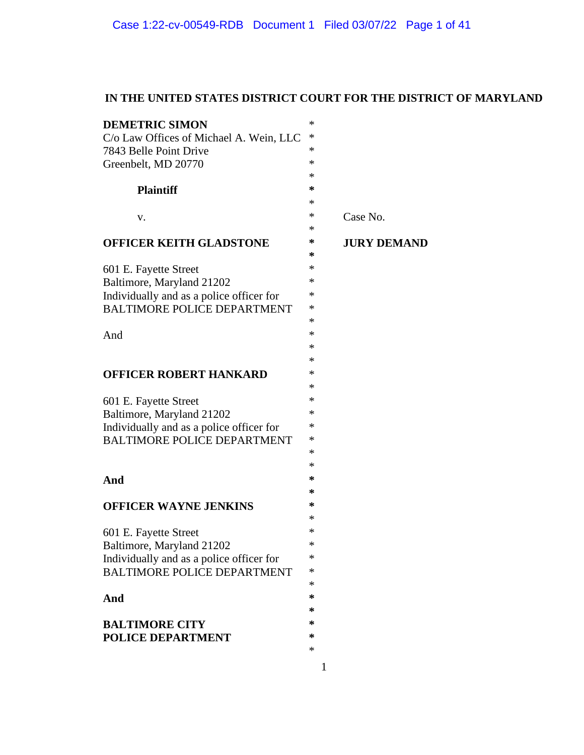**IN THE UNITED STATES DISTRICT COURT FOR THE DISTRICT OF MARYLAND**

**DEMETRIC SIMON**
C/o Law Offices of Michael A. Wein, LLC
7843 Belle Point Drive
Greenbelt, MD 20770

**Plaintiff**

v. Case No.

**JURY DEMAND**

**OFFICER KEITH GLADSTONE**

601 E. Fayette Street
Baltimore, Maryland 21202
Individually and as a police officer for
BALTIMORE POLICE DEPARTMENT

And

**OFFICER ROBERT HANKARD**

601 E. Fayette Street
Baltimore, Maryland 21202
Individually and as a police officer for
BALTIMORE POLICE DEPARTMENT

**And**

**OFFICER WAYNE JENKINS**

601 E. Fayette Street
Baltimore, Maryland 21202
Individually and as a police officer for
BALTIMORE POLICE DEPARTMENT

**And**

**BALTIMORE CITY**
**POLICE DEPARTMENT**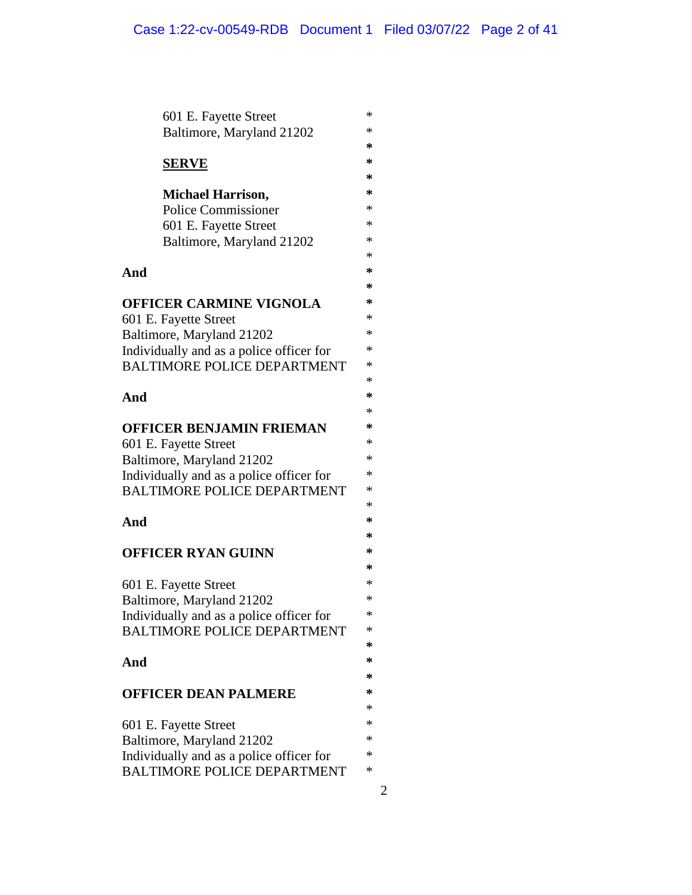601 E. Fayette Street
Baltimore, Maryland 21202

**SERVE**

**Michael Harrison,**
Police Commissioner
601 E. Fayette Street
Baltimore, Maryland 21202

**And**

**OFFICER CARMINE VIGNOLA**
601 E. Fayette Street
Baltimore, Maryland 21202
Individually and as a police officer for
BALTIMORE POLICE DEPARTMENT

**And**

**OFFICER BENJAMIN FRIEMAN**
601 E. Fayette Street
Baltimore, Maryland 21202
Individually and as a police officer for
BALTIMORE POLICE DEPARTMENT

**And**

**OFFICER RYAN GUINN**

601 E. Fayette Street
Baltimore, Maryland 21202
Individually and as a police officer for
BALTIMORE POLICE DEPARTMENT

**And**

**OFFICER DEAN PALMERE**

601 E. Fayette Street
Baltimore, Maryland 21202
Individually and as a police officer for
BALTIMORE POLICE DEPARTMENT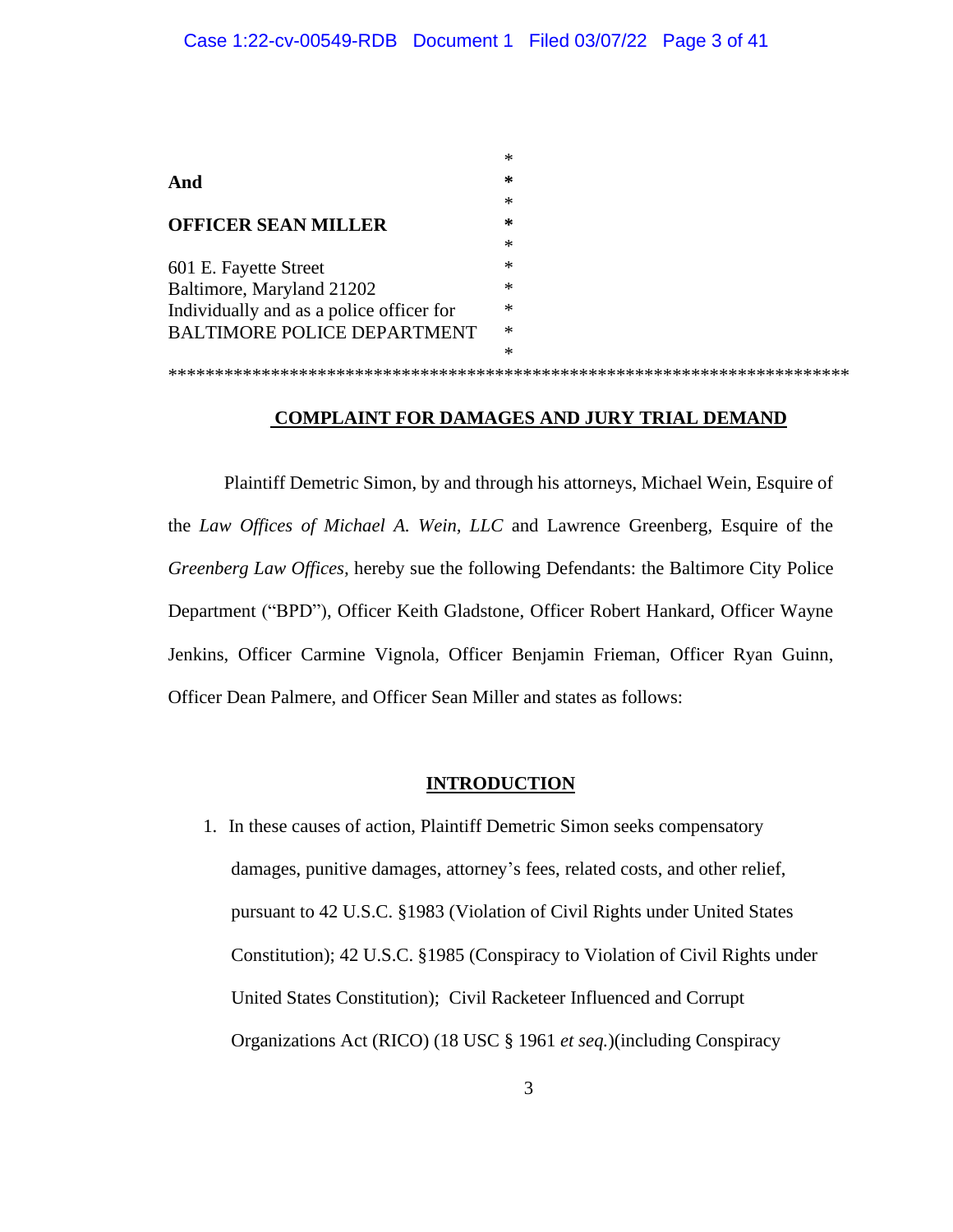**And**

**OFFICER SEAN MILLER**

601 E. Fayette Street
Baltimore, Maryland 21202
Individually and as a police officer for
BALTIMORE POLICE DEPARTMENT

---

**COMPLAINT FOR DAMAGES AND JURY TRIAL DEMAND**

Plaintiff Demetric Simon, by and through his attorneys, Michael Wein, Esquire of the *Law Offices of Michael A. Wein, LLC* and Lawrence Greenberg, Esquire of the *Greenberg Law Offices,* hereby sue the following Defendants: the Baltimore City Police Department ("BPD"), Officer Keith Gladstone, Officer Robert Hankard, Officer Wayne Jenkins, Officer Carmine Vignola, Officer Benjamin Frieman, Officer Ryan Guinn, Officer Dean Palmere, and Officer Sean Miller and states as follows:

**INTRODUCTION**

1. In these causes of action, Plaintiff Demetric Simon seeks compensatory damages, punitive damages, attorney's fees, related costs, and other relief, pursuant to 42 U.S.C. §1983 (Violation of Civil Rights under United States Constitution); 42 U.S.C. §1985 (Conspiracy to Violation of Civil Rights under United States Constitution); Civil Racketeer Influenced and Corrupt Organizations Act (RICO) (18 USC § 1961 *et seq.*)(including Conspiracy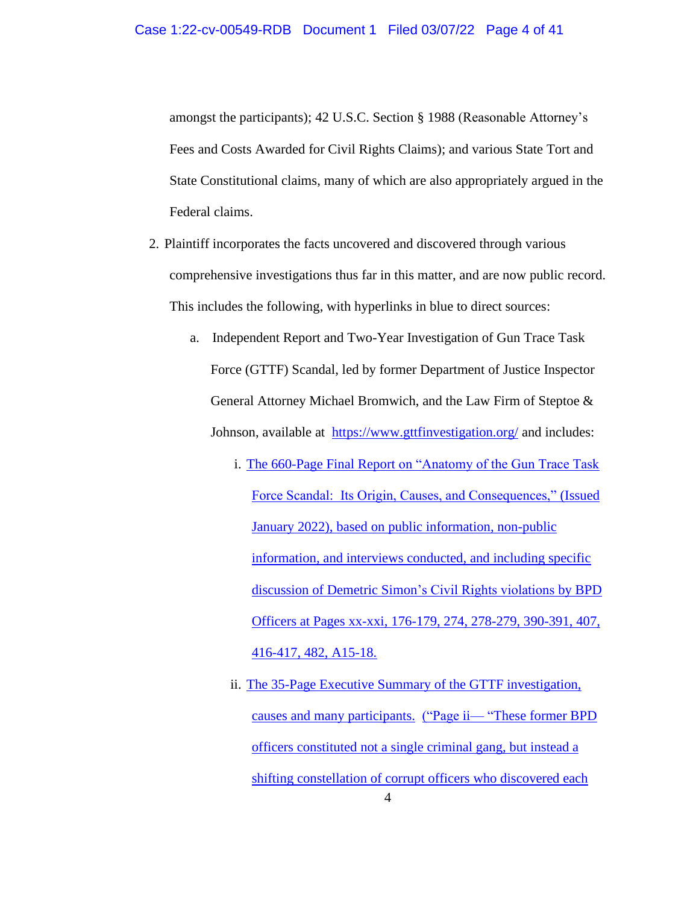amongst the participants); 42 U.S.C. Section § 1988 (Reasonable Attorney's Fees and Costs Awarded for Civil Rights Claims); and various State Tort and State Constitutional claims, many of which are also appropriately argued in the Federal claims.

2. Plaintiff incorporates the facts uncovered and discovered through various comprehensive investigations thus far in this matter, and are now public record. This includes the following, with hyperlinks in blue to direct sources:

   a. Independent Report and Two-Year Investigation of Gun Trace Task Force (GTTF) Scandal, led by former Department of Justice Inspector General Attorney Michael Bromwich, and the Law Firm of Steptoe & Johnson, available at https://www.gttfinvestigation.org/ and includes:

      i. The 660-Page Final Report on "Anatomy of the Gun Trace Task Force Scandal: Its Origin, Causes, and Consequences," (Issued January 2022), based on public information, non-public information, and interviews conducted, and including specific discussion of Demetric Simon's Civil Rights violations by BPD Officers at Pages xx-xxi, 176-179, 274, 278-279, 390-391, 407, 416-417, 482, A15-18.

      ii. The 35-Page Executive Summary of the GTTF investigation, causes and many participants. ("Page ii— "These former BPD officers constituted not a single criminal gang, but instead a shifting constellation of corrupt officers who discovered each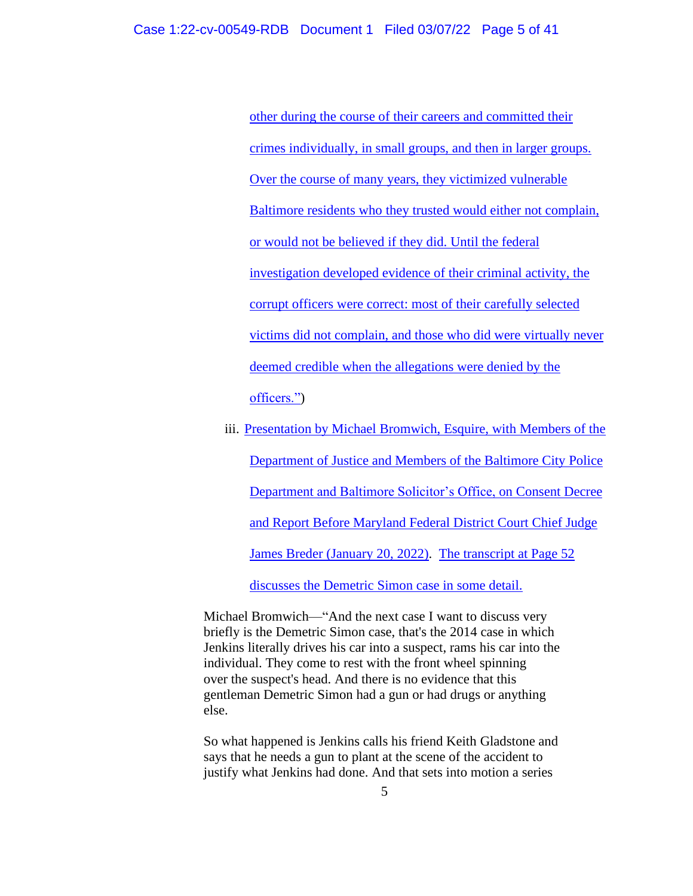other during the course of their careers and committed their crimes individually, in small groups, and then in larger groups. Over the course of many years, they victimized vulnerable Baltimore residents who they trusted would either not complain, or would not be believed if they did. Until the federal investigation developed evidence of their criminal activity, the corrupt officers were correct: most of their carefully selected victims did not complain, and those who did were virtually never deemed credible when the allegations were denied by the officers.")

iii. Presentation by Michael Bromwich, Esquire, with Members of the Department of Justice and Members of the Baltimore City Police Department and Baltimore Solicitor's Office, on Consent Decree and Report Before Maryland Federal District Court Chief Judge James Breder (January 20, 2022). The transcript at Page 52 discusses the Demetric Simon case in some detail.

Michael Bromwich—"And the next case I want to discuss very briefly is the Demetric Simon case, that's the 2014 case in which Jenkins literally drives his car into a suspect, rams his car into the individual. They come to rest with the front wheel spinning over the suspect's head. And there is no evidence that this gentleman Demetric Simon had a gun or had drugs or anything else.

So what happened is Jenkins calls his friend Keith Gladstone and says that he needs a gun to plant at the scene of the accident to justify what Jenkins had done. And that sets into motion a series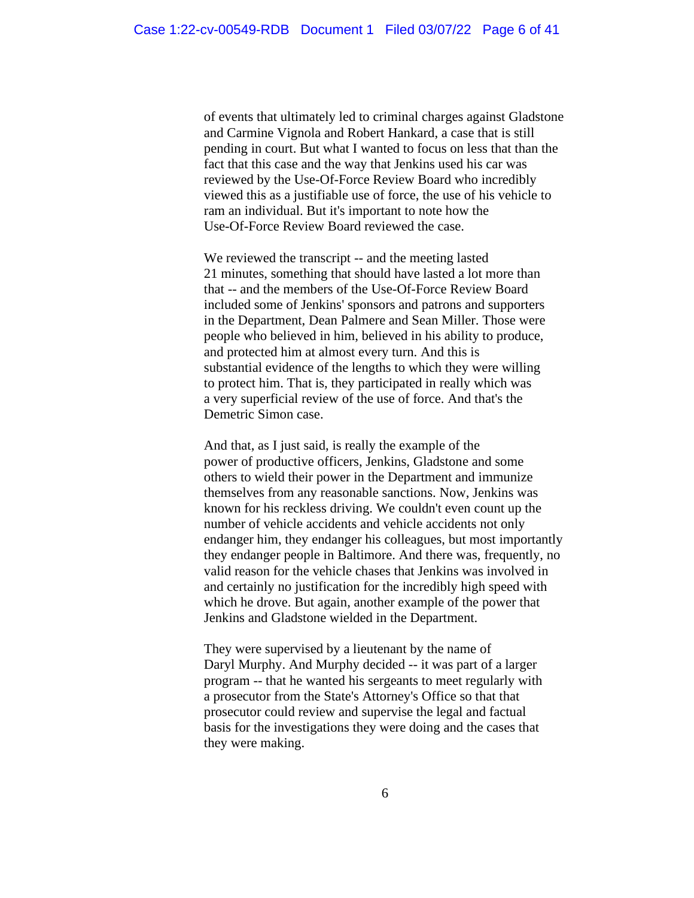of events that ultimately led to criminal charges against Gladstone and Carmine Vignola and Robert Hankard, a case that is still pending in court. But what I wanted to focus on less that than the fact that this case and the way that Jenkins used his car was reviewed by the Use-Of-Force Review Board who incredibly viewed this as a justifiable use of force, the use of his vehicle to ram an individual. But it's important to note how the Use-Of-Force Review Board reviewed the case.

We reviewed the transcript -- and the meeting lasted 21 minutes, something that should have lasted a lot more than that -- and the members of the Use-Of-Force Review Board included some of Jenkins' sponsors and patrons and supporters in the Department, Dean Palmere and Sean Miller. Those were people who believed in him, believed in his ability to produce, and protected him at almost every turn. And this is substantial evidence of the lengths to which they were willing to protect him. That is, they participated in really which was a very superficial review of the use of force. And that's the Demetric Simon case.

And that, as I just said, is really the example of the power of productive officers, Jenkins, Gladstone and some others to wield their power in the Department and immunize themselves from any reasonable sanctions. Now, Jenkins was known for his reckless driving. We couldn't even count up the number of vehicle accidents and vehicle accidents not only endanger him, they endanger his colleagues, but most importantly they endanger people in Baltimore. And there was, frequently, no valid reason for the vehicle chases that Jenkins was involved in and certainly no justification for the incredibly high speed with which he drove. But again, another example of the power that Jenkins and Gladstone wielded in the Department.

They were supervised by a lieutenant by the name of Daryl Murphy. And Murphy decided -- it was part of a larger program -- that he wanted his sergeants to meet regularly with a prosecutor from the State's Attorney's Office so that that prosecutor could review and supervise the legal and factual basis for the investigations they were doing and the cases that they were making.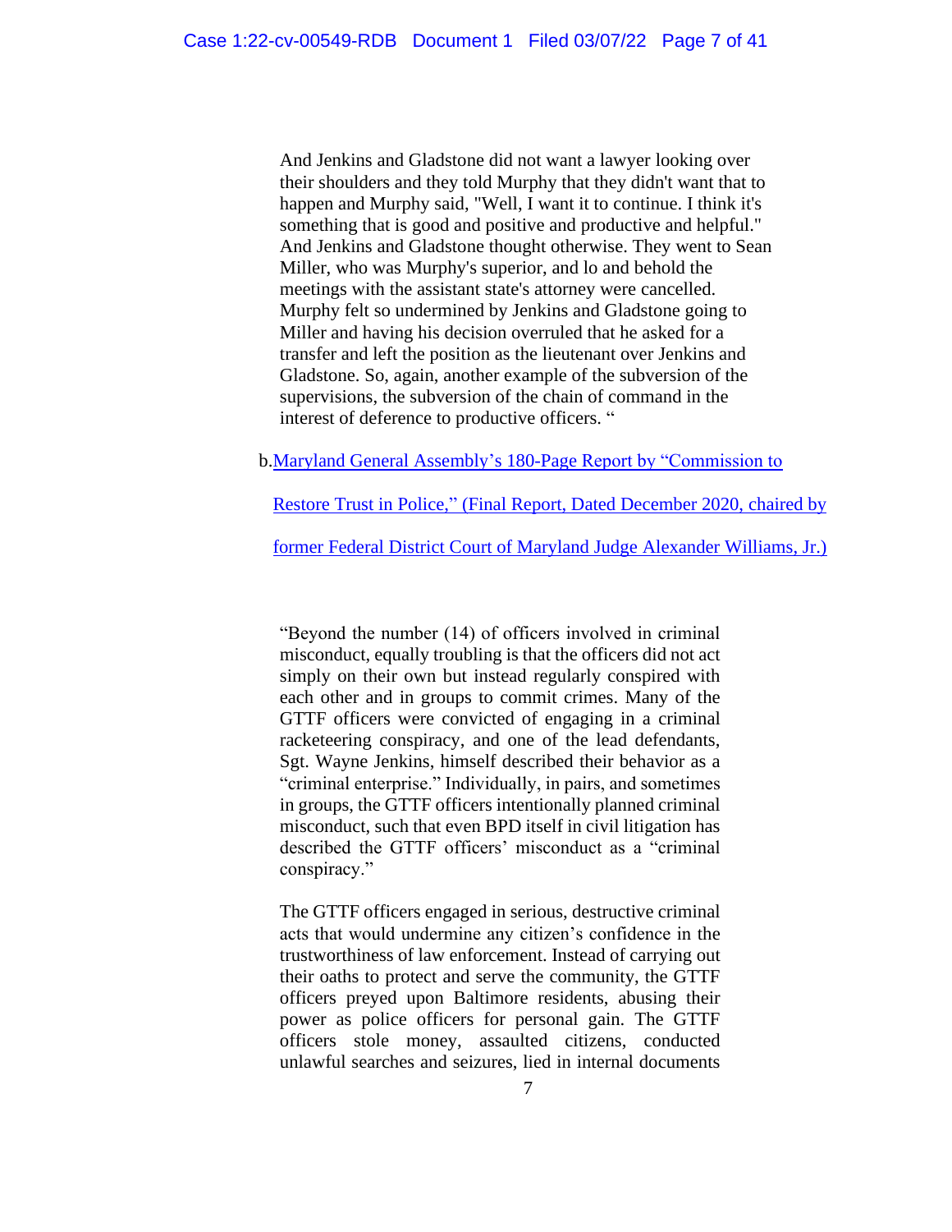> And Jenkins and Gladstone did not want a lawyer looking over their shoulders and they told Murphy that they didn't want that to happen and Murphy said, "Well, I want it to continue. I think it's something that is good and positive and productive and helpful." And Jenkins and Gladstone thought otherwise. They went to Sean Miller, who was Murphy's superior, and lo and behold the meetings with the assistant state's attorney were cancelled. Murphy felt so undermined by Jenkins and Gladstone going to Miller and having his decision overruled that he asked for a transfer and left the position as the lieutenant over Jenkins and Gladstone. So, again, another example of the subversion of the supervisions, the subversion of the chain of command in the interest of deference to productive officers. "

b. Maryland General Assembly's 180-Page Report by "Commission to Restore Trust in Police," (Final Report, Dated December 2020, chaired by former Federal District Court of Maryland Judge Alexander Williams, Jr.)

> "Beyond the number (14) of officers involved in criminal misconduct, equally troubling is that the officers did not act simply on their own but instead regularly conspired with each other and in groups to commit crimes. Many of the GTTF officers were convicted of engaging in a criminal racketeering conspiracy, and one of the lead defendants, Sgt. Wayne Jenkins, himself described their behavior as a "criminal enterprise." Individually, in pairs, and sometimes in groups, the GTTF officers intentionally planned criminal misconduct, such that even BPD itself in civil litigation has described the GTTF officers' misconduct as a "criminal conspiracy."
>
> The GTTF officers engaged in serious, destructive criminal acts that would undermine any citizen's confidence in the trustworthiness of law enforcement. Instead of carrying out their oaths to protect and serve the community, the GTTF officers preyed upon Baltimore residents, abusing their power as police officers for personal gain. The GTTF officers stole money, assaulted citizens, conducted unlawful searches and seizures, lied in internal documents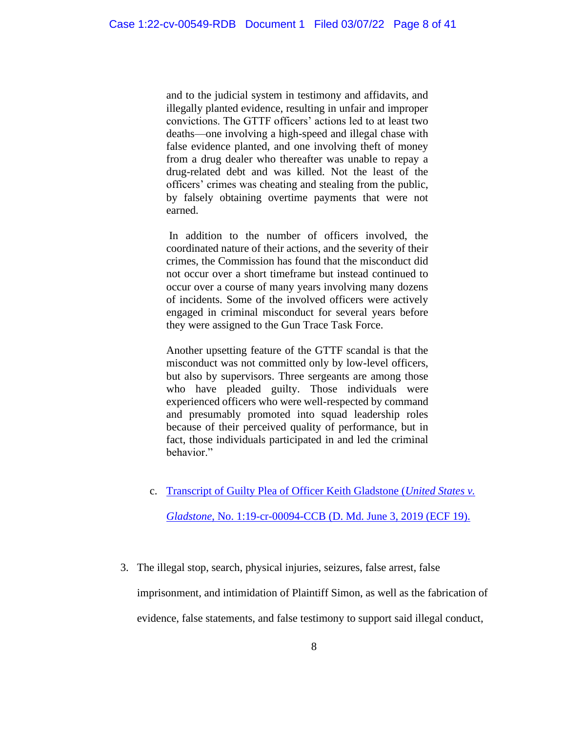> and to the judicial system in testimony and affidavits, and illegally planted evidence, resulting in unfair and improper convictions. The GTTF officers' actions led to at least two deaths—one involving a high-speed and illegal chase with false evidence planted, and one involving theft of money from a drug dealer who thereafter was unable to repay a drug-related debt and was killed. Not the least of the officers' crimes was cheating and stealing from the public, by falsely obtaining overtime payments that were not earned.
>
> In addition to the number of officers involved, the coordinated nature of their actions, and the severity of their crimes, the Commission has found that the misconduct did not occur over a short timeframe but instead continued to occur over a course of many years involving many dozens of incidents. Some of the involved officers were actively engaged in criminal misconduct for several years before they were assigned to the Gun Trace Task Force.
>
> Another upsetting feature of the GTTF scandal is that the misconduct was not committed only by low-level officers, but also by supervisors. Three sergeants are among those who have pleaded guilty. Those individuals were experienced officers who were well-respected by command and presumably promoted into squad leadership roles because of their perceived quality of performance, but in fact, those individuals participated in and led the criminal behavior."

c. Transcript of Guilty Plea of Officer Keith Gladstone (*United States v. Gladstone*, No. 1:19-cr-00094-CCB (D. Md. June 3, 2019 (ECF 19).

3. The illegal stop, search, physical injuries, seizures, false arrest, false imprisonment, and intimidation of Plaintiff Simon, as well as the fabrication of evidence, false statements, and false testimony to support said illegal conduct,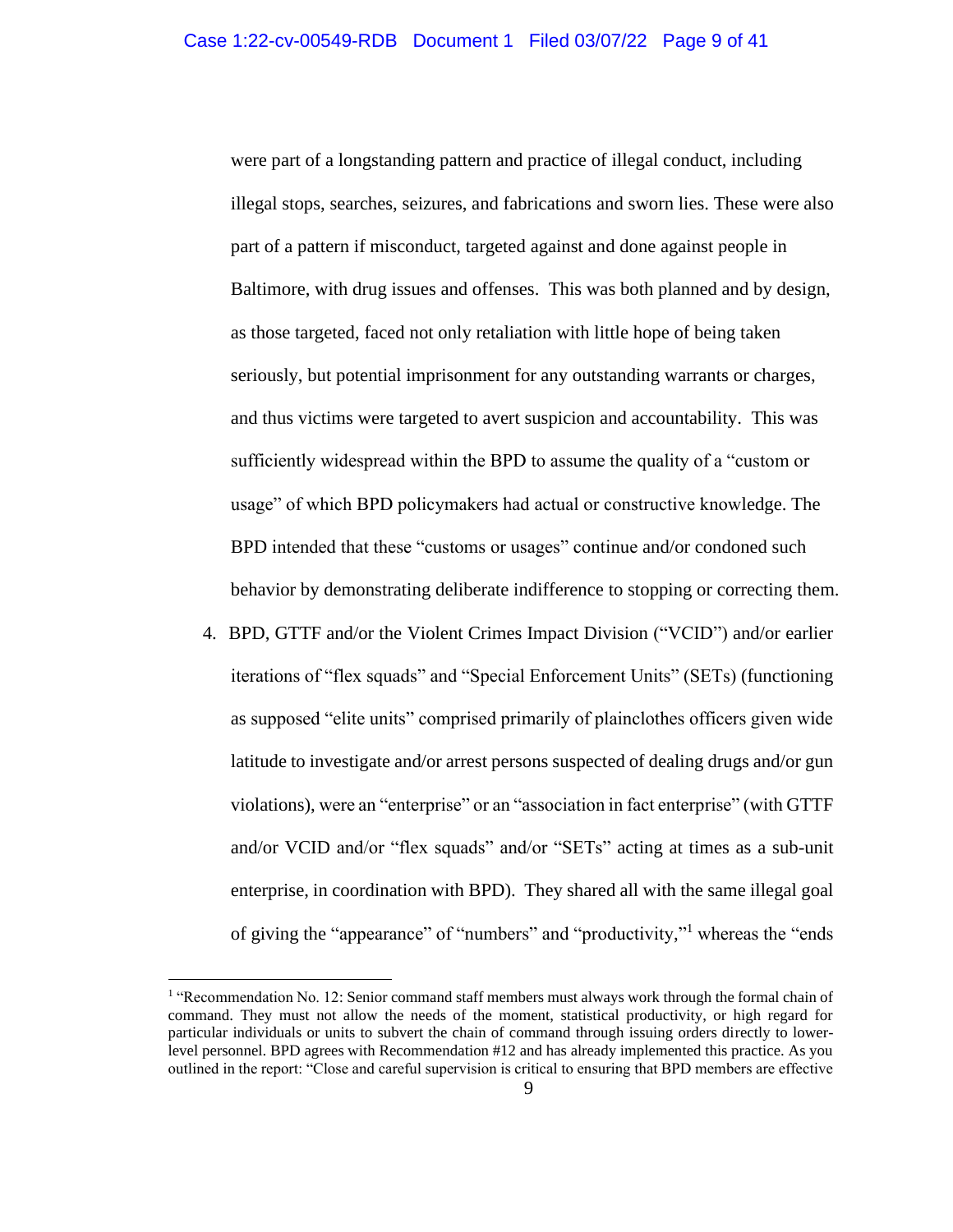were part of a longstanding pattern and practice of illegal conduct, including illegal stops, searches, seizures, and fabrications and sworn lies. These were also part of a pattern if misconduct, targeted against and done against people in Baltimore, with drug issues and offenses. This was both planned and by design, as those targeted, faced not only retaliation with little hope of being taken seriously, but potential imprisonment for any outstanding warrants or charges, and thus victims were targeted to avert suspicion and accountability. This was sufficiently widespread within the BPD to assume the quality of a "custom or usage" of which BPD policymakers had actual or constructive knowledge. The BPD intended that these "customs or usages" continue and/or condoned such behavior by demonstrating deliberate indifference to stopping or correcting them.

4. BPD, GTTF and/or the Violent Crimes Impact Division ("VCID") and/or earlier iterations of "flex squads" and "Special Enforcement Units" (SETs) (functioning as supposed "elite units" comprised primarily of plainclothes officers given wide latitude to investigate and/or arrest persons suspected of dealing drugs and/or gun violations), were an "enterprise" or an "association in fact enterprise" (with GTTF and/or VCID and/or "flex squads" and/or "SETs" acting at times as a sub-unit enterprise, in coordination with BPD). They shared all with the same illegal goal of giving the "appearance" of "numbers" and "productivity,"[1] whereas the "ends

[1] "Recommendation No. 12: Senior command staff members must always work through the formal chain of command. They must not allow the needs of the moment, statistical productivity, or high regard for particular individuals or units to subvert the chain of command through issuing orders directly to lower-level personnel. BPD agrees with Recommendation #12 and has already implemented this practice. As you outlined in the report: "Close and careful supervision is critical to ensuring that BPD members are effective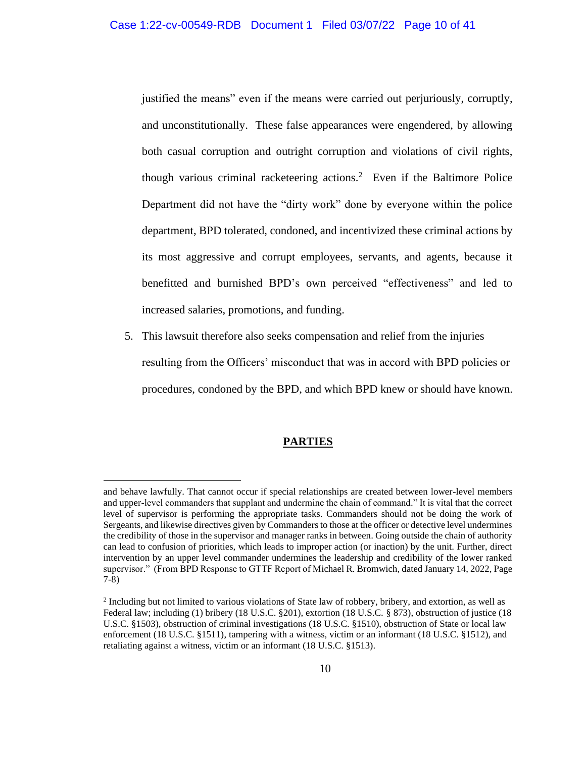justified the means" even if the means were carried out perjuriously, corruptly, and unconstitutionally. These false appearances were engendered, by allowing both casual corruption and outright corruption and violations of civil rights, though various criminal racketeering actions.[2] Even if the Baltimore Police Department did not have the "dirty work" done by everyone within the police department, BPD tolerated, condoned, and incentivized these criminal actions by its most aggressive and corrupt employees, servants, and agents, because it benefitted and burnished BPD's own perceived "effectiveness" and led to increased salaries, promotions, and funding.

5. This lawsuit therefore also seeks compensation and relief from the injuries resulting from the Officers' misconduct that was in accord with BPD policies or procedures, condoned by the BPD, and which BPD knew or should have known.

## PARTIES

---

and behave lawfully. That cannot occur if special relationships are created between lower-level members and upper-level commanders that supplant and undermine the chain of command." It is vital that the correct level of supervisor is performing the appropriate tasks. Commanders should not be doing the work of Sergeants, and likewise directives given by Commanders to those at the officer or detective level undermines the credibility of those in the supervisor and manager ranks in between. Going outside the chain of authority can lead to confusion of priorities, which leads to improper action (or inaction) by the unit. Further, direct intervention by an upper level commander undermines the leadership and credibility of the lower ranked supervisor." (From BPD Response to GTTF Report of Michael R. Bromwich, dated January 14, 2022, Page 7-8)

[2] Including but not limited to various violations of State law of robbery, bribery, and extortion, as well as Federal law; including (1) bribery (18 U.S.C. §201), extortion (18 U.S.C. § 873), obstruction of justice (18 U.S.C. §1503), obstruction of criminal investigations (18 U.S.C. §1510), obstruction of State or local law enforcement (18 U.S.C. §1511), tampering with a witness, victim or an informant (18 U.S.C. §1512), and retaliating against a witness, victim or an informant (18 U.S.C. §1513).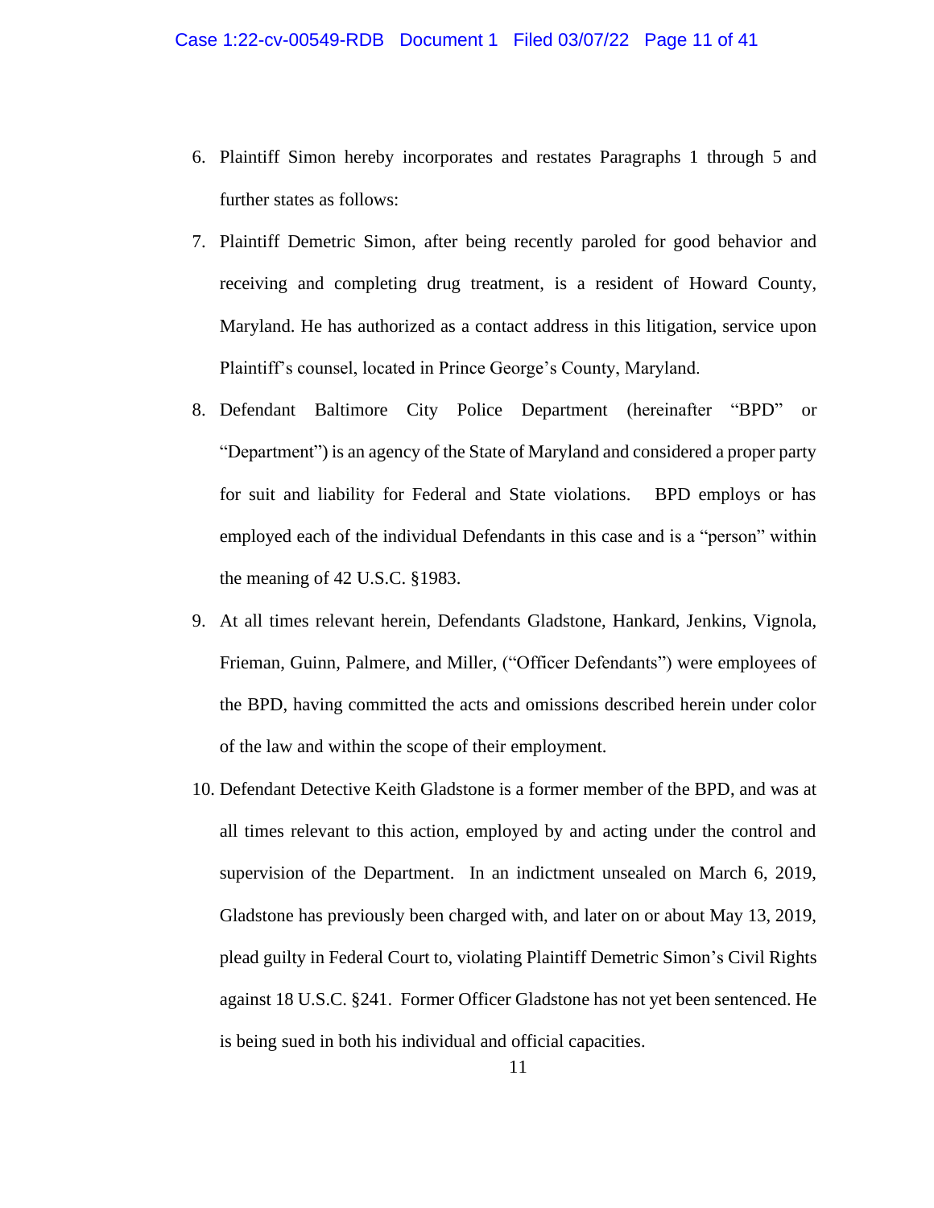6. Plaintiff Simon hereby incorporates and restates Paragraphs 1 through 5 and further states as follows:

7. Plaintiff Demetric Simon, after being recently paroled for good behavior and receiving and completing drug treatment, is a resident of Howard County, Maryland. He has authorized as a contact address in this litigation, service upon Plaintiff's counsel, located in Prince George's County, Maryland.

8. Defendant Baltimore City Police Department (hereinafter "BPD" or "Department") is an agency of the State of Maryland and considered a proper party for suit and liability for Federal and State violations. BPD employs or has employed each of the individual Defendants in this case and is a "person" within the meaning of 42 U.S.C. §1983.

9. At all times relevant herein, Defendants Gladstone, Hankard, Jenkins, Vignola, Frieman, Guinn, Palmere, and Miller, ("Officer Defendants") were employees of the BPD, having committed the acts and omissions described herein under color of the law and within the scope of their employment.

10. Defendant Detective Keith Gladstone is a former member of the BPD, and was at all times relevant to this action, employed by and acting under the control and supervision of the Department. In an indictment unsealed on March 6, 2019, Gladstone has previously been charged with, and later on or about May 13, 2019, plead guilty in Federal Court to, violating Plaintiff Demetric Simon's Civil Rights against 18 U.S.C. §241. Former Officer Gladstone has not yet been sentenced. He is being sued in both his individual and official capacities.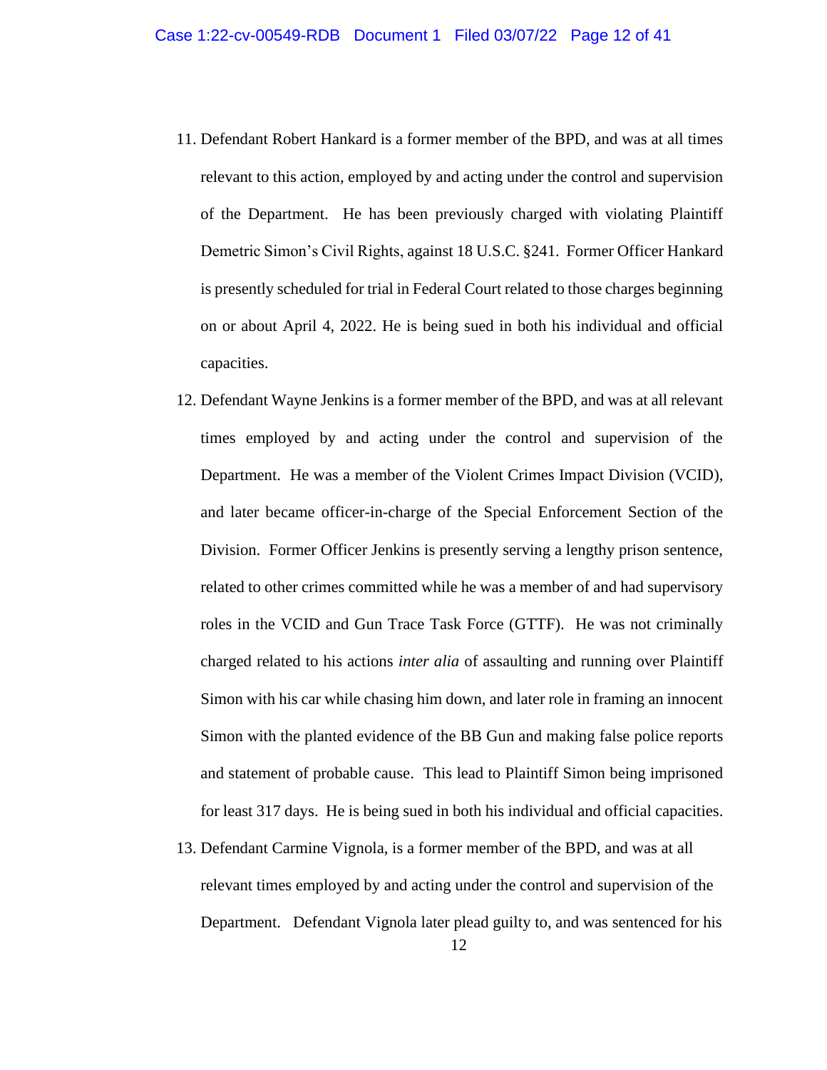11. Defendant Robert Hankard is a former member of the BPD, and was at all times relevant to this action, employed by and acting under the control and supervision of the Department. He has been previously charged with violating Plaintiff Demetric Simon's Civil Rights, against 18 U.S.C. §241. Former Officer Hankard is presently scheduled for trial in Federal Court related to those charges beginning on or about April 4, 2022. He is being sued in both his individual and official capacities.

12. Defendant Wayne Jenkins is a former member of the BPD, and was at all relevant times employed by and acting under the control and supervision of the Department. He was a member of the Violent Crimes Impact Division (VCID), and later became officer-in-charge of the Special Enforcement Section of the Division. Former Officer Jenkins is presently serving a lengthy prison sentence, related to other crimes committed while he was a member of and had supervisory roles in the VCID and Gun Trace Task Force (GTTF). He was not criminally charged related to his actions *inter alia* of assaulting and running over Plaintiff Simon with his car while chasing him down, and later role in framing an innocent Simon with the planted evidence of the BB Gun and making false police reports and statement of probable cause. This lead to Plaintiff Simon being imprisoned for least 317 days. He is being sued in both his individual and official capacities.

13. Defendant Carmine Vignola, is a former member of the BPD, and was at all relevant times employed by and acting under the control and supervision of the Department. Defendant Vignola later plead guilty to, and was sentenced for his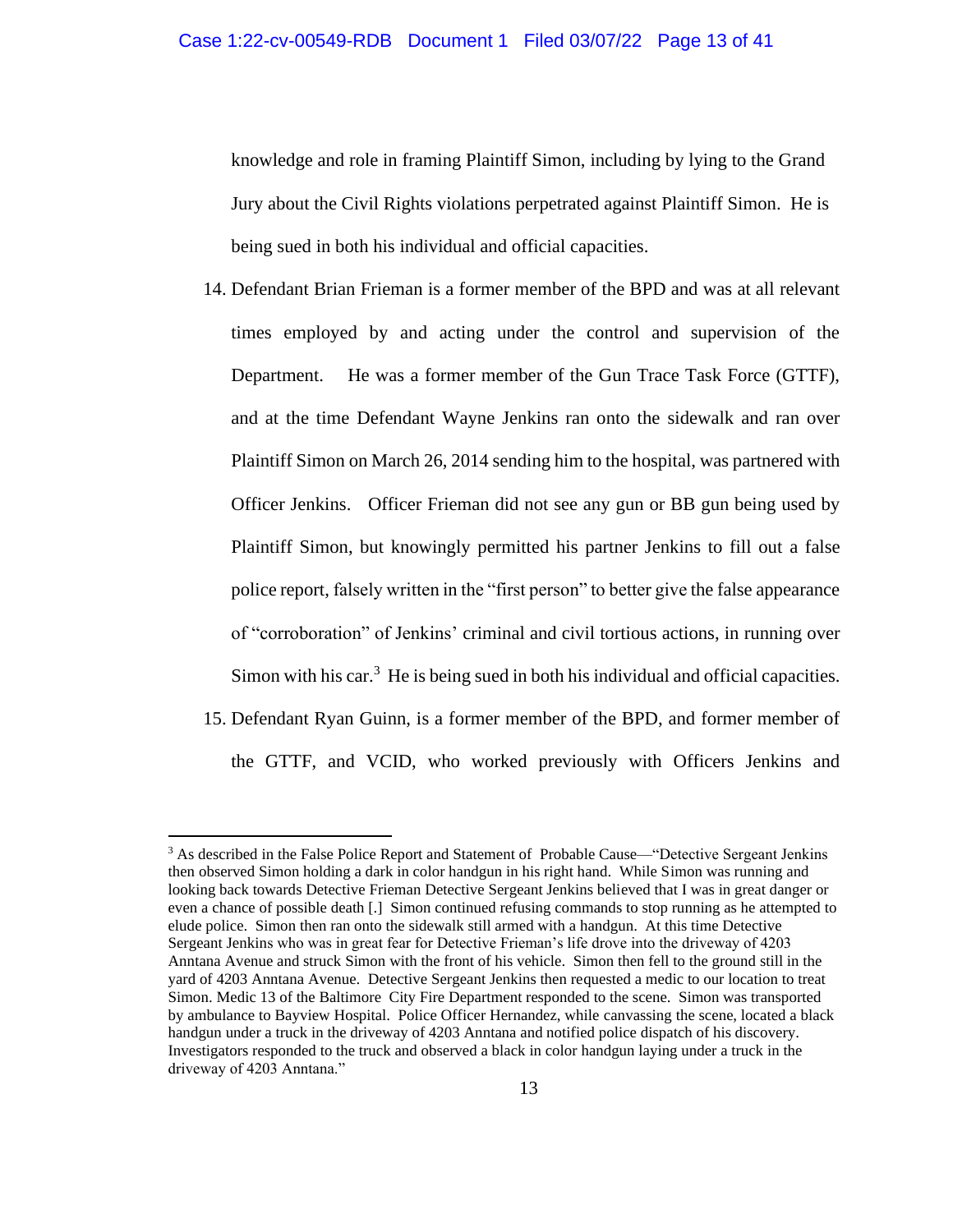knowledge and role in framing Plaintiff Simon, including by lying to the Grand Jury about the Civil Rights violations perpetrated against Plaintiff Simon. He is being sued in both his individual and official capacities.

14. Defendant Brian Frieman is a former member of the BPD and was at all relevant times employed by and acting under the control and supervision of the Department. He was a former member of the Gun Trace Task Force (GTTF), and at the time Defendant Wayne Jenkins ran onto the sidewalk and ran over Plaintiff Simon on March 26, 2014 sending him to the hospital, was partnered with Officer Jenkins. Officer Frieman did not see any gun or BB gun being used by Plaintiff Simon, but knowingly permitted his partner Jenkins to fill out a false police report, falsely written in the "first person" to better give the false appearance of "corroboration" of Jenkins' criminal and civil tortious actions, in running over Simon with his car.[3] He is being sued in both his individual and official capacities.

15. Defendant Ryan Guinn, is a former member of the BPD, and former member of the GTTF, and VCID, who worked previously with Officers Jenkins and

[3] As described in the False Police Report and Statement of Probable Cause—"Detective Sergeant Jenkins then observed Simon holding a dark in color handgun in his right hand. While Simon was running and looking back towards Detective Frieman Detective Sergeant Jenkins believed that I was in great danger or even a chance of possible death [.] Simon continued refusing commands to stop running as he attempted to elude police. Simon then ran onto the sidewalk still armed with a handgun. At this time Detective Sergeant Jenkins who was in great fear for Detective Frieman's life drove into the driveway of 4203 Anntana Avenue and struck Simon with the front of his vehicle. Simon then fell to the ground still in the yard of 4203 Anntana Avenue. Detective Sergeant Jenkins then requested a medic to our location to treat Simon. Medic 13 of the Baltimore City Fire Department responded to the scene. Simon was transported by ambulance to Bayview Hospital. Police Officer Hernandez, while canvassing the scene, located a black handgun under a truck in the driveway of 4203 Anntana and notified police dispatch of his discovery. Investigators responded to the truck and observed a black in color handgun laying under a truck in the driveway of 4203 Anntana."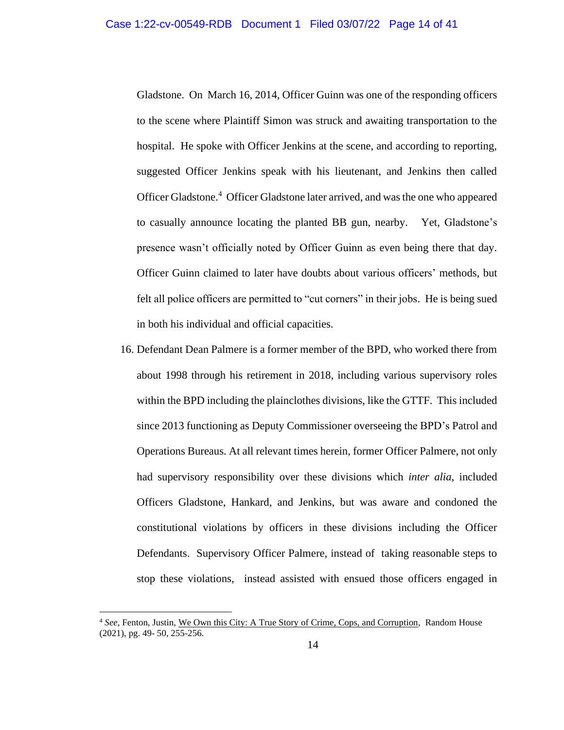Gladstone. On March 16, 2014, Officer Guinn was one of the responding officers to the scene where Plaintiff Simon was struck and awaiting transportation to the hospital. He spoke with Officer Jenkins at the scene, and according to reporting, suggested Officer Jenkins speak with his lieutenant, and Jenkins then called Officer Gladstone.[4] Officer Gladstone later arrived, and was the one who appeared to casually announce locating the planted BB gun, nearby. Yet, Gladstone's presence wasn't officially noted by Officer Guinn as even being there that day. Officer Guinn claimed to later have doubts about various officers' methods, but felt all police officers are permitted to "cut corners" in their jobs. He is being sued in both his individual and official capacities.

16. Defendant Dean Palmere is a former member of the BPD, who worked there from about 1998 through his retirement in 2018, including various supervisory roles within the BPD including the plainclothes divisions, like the GTTF. This included since 2013 functioning as Deputy Commissioner overseeing the BPD's Patrol and Operations Bureaus. At all relevant times herein, former Officer Palmere, not only had supervisory responsibility over these divisions which *inter alia,* included Officers Gladstone, Hankard, and Jenkins, but was aware and condoned the constitutional violations by officers in these divisions including the Officer Defendants. Supervisory Officer Palmere, instead of taking reasonable steps to stop these violations, instead assisted with ensued those officers engaged in

---

[4] *See,* Fenton, Justin, We Own this City: A True Story of Crime, Cops, and Corruption, Random House (2021), pg. 49- 50, 255-256.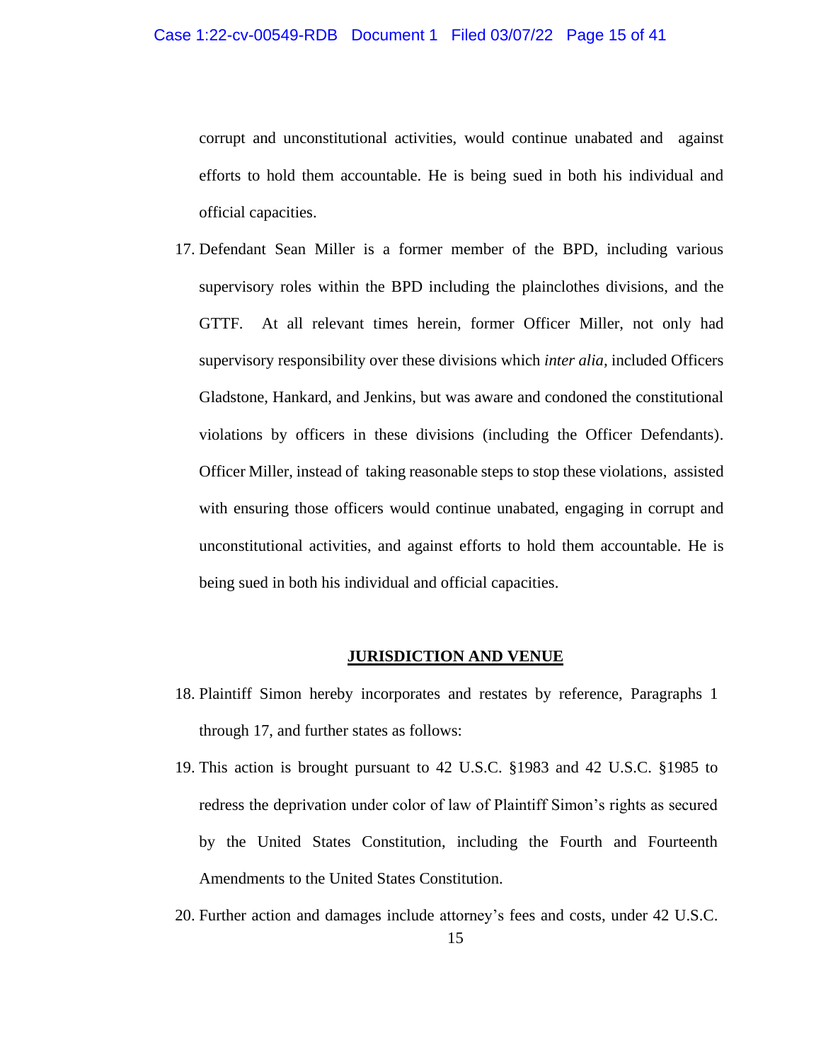corrupt and unconstitutional activities, would continue unabated and against efforts to hold them accountable. He is being sued in both his individual and official capacities.

17. Defendant Sean Miller is a former member of the BPD, including various supervisory roles within the BPD including the plainclothes divisions, and the GTTF. At all relevant times herein, former Officer Miller, not only had supervisory responsibility over these divisions which *inter alia*, included Officers Gladstone, Hankard, and Jenkins, but was aware and condoned the constitutional violations by officers in these divisions (including the Officer Defendants). Officer Miller, instead of taking reasonable steps to stop these violations, assisted with ensuring those officers would continue unabated, engaging in corrupt and unconstitutional activities, and against efforts to hold them accountable. He is being sued in both his individual and official capacities.

## JURISDICTION AND VENUE

18. Plaintiff Simon hereby incorporates and restates by reference, Paragraphs 1 through 17, and further states as follows:

19. This action is brought pursuant to 42 U.S.C. §1983 and 42 U.S.C. §1985 to redress the deprivation under color of law of Plaintiff Simon's rights as secured by the United States Constitution, including the Fourth and Fourteenth Amendments to the United States Constitution.

20. Further action and damages include attorney's fees and costs, under 42 U.S.C.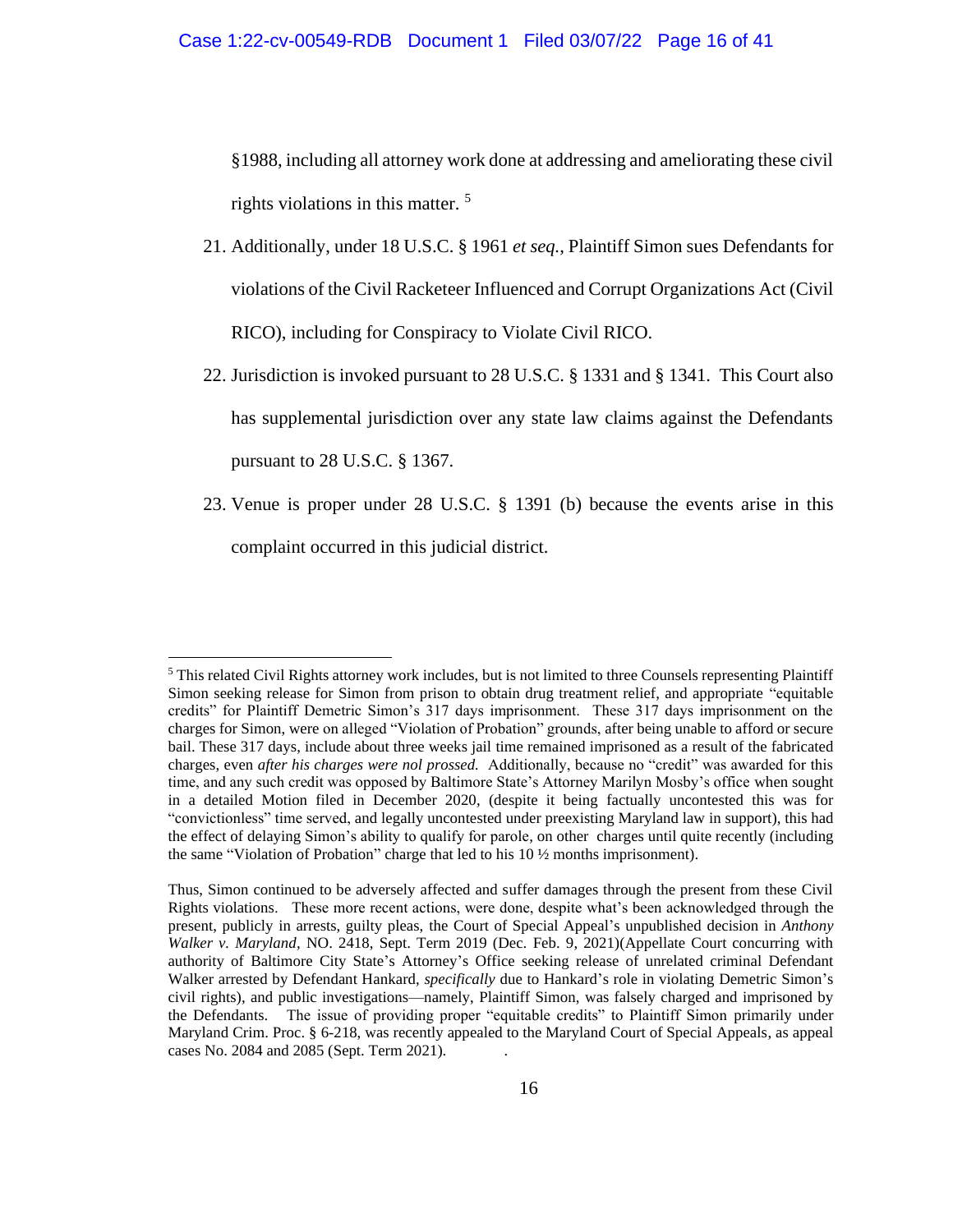§1988, including all attorney work done at addressing and ameliorating these civil rights violations in this matter. [5]

21. Additionally, under 18 U.S.C. § 1961 *et seq.*, Plaintiff Simon sues Defendants for violations of the Civil Racketeer Influenced and Corrupt Organizations Act (Civil RICO), including for Conspiracy to Violate Civil RICO.

22. Jurisdiction is invoked pursuant to 28 U.S.C. § 1331 and § 1341. This Court also has supplemental jurisdiction over any state law claims against the Defendants pursuant to 28 U.S.C. § 1367.

23. Venue is proper under 28 U.S.C. § 1391 (b) because the events arise in this complaint occurred in this judicial district.

---

[5] This related Civil Rights attorney work includes, but is not limited to three Counsels representing Plaintiff Simon seeking release for Simon from prison to obtain drug treatment relief, and appropriate "equitable credits" for Plaintiff Demetric Simon's 317 days imprisonment. These 317 days imprisonment on the charges for Simon, were on alleged "Violation of Probation" grounds, after being unable to afford or secure bail. These 317 days, include about three weeks jail time remained imprisoned as a result of the fabricated charges, even *after his charges were nol prossed.* Additionally, because no "credit" was awarded for this time, and any such credit was opposed by Baltimore State's Attorney Marilyn Mosby's office when sought in a detailed Motion filed in December 2020, (despite it being factually uncontested this was for "convictionless" time served, and legally uncontested under preexisting Maryland law in support), this had the effect of delaying Simon's ability to qualify for parole, on other charges until quite recently (including the same "Violation of Probation" charge that led to his 10 ½ months imprisonment).

Thus, Simon continued to be adversely affected and suffer damages through the present from these Civil Rights violations. These more recent actions, were done, despite what's been acknowledged through the present, publicly in arrests, guilty pleas, the Court of Special Appeal's unpublished decision in *Anthony Walker v. Maryland,* NO. 2418, Sept. Term 2019 (Dec. Feb. 9, 2021)(Appellate Court concurring with authority of Baltimore City State's Attorney's Office seeking release of unrelated criminal Defendant Walker arrested by Defendant Hankard, *specifically* due to Hankard's role in violating Demetric Simon's civil rights), and public investigations—namely, Plaintiff Simon, was falsely charged and imprisoned by the Defendants. The issue of providing proper "equitable credits" to Plaintiff Simon primarily under Maryland Crim. Proc. § 6-218, was recently appealed to the Maryland Court of Special Appeals, as appeal cases No. 2084 and 2085 (Sept. Term 2021).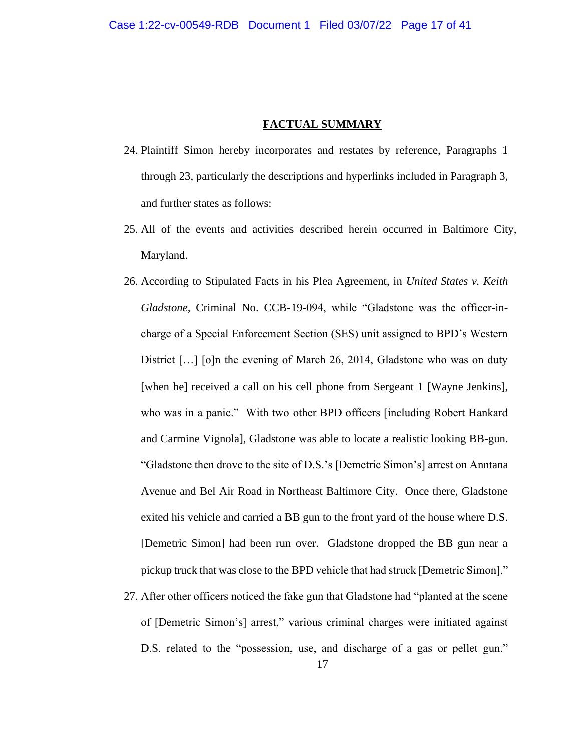## FACTUAL SUMMARY

24. Plaintiff Simon hereby incorporates and restates by reference, Paragraphs 1 through 23, particularly the descriptions and hyperlinks included in Paragraph 3, and further states as follows:

25. All of the events and activities described herein occurred in Baltimore City, Maryland.

26. According to Stipulated Facts in his Plea Agreement, in *United States v. Keith Gladstone,* Criminal No. CCB-19-094, while "Gladstone was the officer-in-charge of a Special Enforcement Section (SES) unit assigned to BPD's Western District […] [o]n the evening of March 26, 2014, Gladstone who was on duty [when he] received a call on his cell phone from Sergeant 1 [Wayne Jenkins], who was in a panic." With two other BPD officers [including Robert Hankard and Carmine Vignola], Gladstone was able to locate a realistic looking BB-gun. "Gladstone then drove to the site of D.S.'s [Demetric Simon's] arrest on Anntana Avenue and Bel Air Road in Northeast Baltimore City. Once there, Gladstone exited his vehicle and carried a BB gun to the front yard of the house where D.S. [Demetric Simon] had been run over. Gladstone dropped the BB gun near a pickup truck that was close to the BPD vehicle that had struck [Demetric Simon]."

27. After other officers noticed the fake gun that Gladstone had "planted at the scene of [Demetric Simon's] arrest," various criminal charges were initiated against D.S. related to the "possession, use, and discharge of a gas or pellet gun."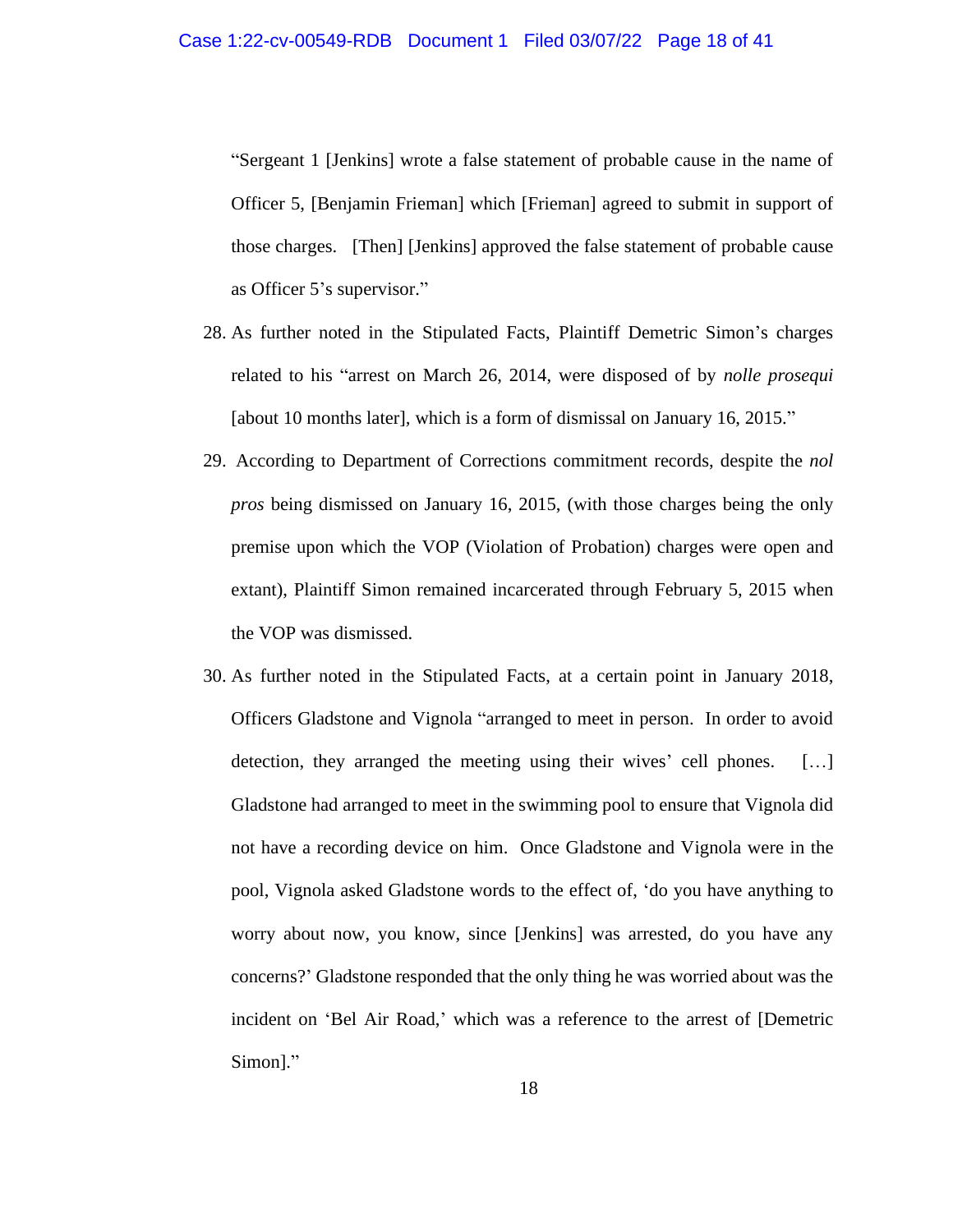"Sergeant 1 [Jenkins] wrote a false statement of probable cause in the name of Officer 5, [Benjamin Frieman] which [Frieman] agreed to submit in support of those charges. [Then] [Jenkins] approved the false statement of probable cause as Officer 5's supervisor."

28. As further noted in the Stipulated Facts, Plaintiff Demetric Simon's charges related to his "arrest on March 26, 2014, were disposed of by *nolle prosequi* [about 10 months later], which is a form of dismissal on January 16, 2015."

29. According to Department of Corrections commitment records, despite the *nol pros* being dismissed on January 16, 2015, (with those charges being the only premise upon which the VOP (Violation of Probation) charges were open and extant), Plaintiff Simon remained incarcerated through February 5, 2015 when the VOP was dismissed.

30. As further noted in the Stipulated Facts, at a certain point in January 2018, Officers Gladstone and Vignola "arranged to meet in person. In order to avoid detection, they arranged the meeting using their wives' cell phones. […] Gladstone had arranged to meet in the swimming pool to ensure that Vignola did not have a recording device on him. Once Gladstone and Vignola were in the pool, Vignola asked Gladstone words to the effect of, 'do you have anything to worry about now, you know, since [Jenkins] was arrested, do you have any concerns?' Gladstone responded that the only thing he was worried about was the incident on 'Bel Air Road,' which was a reference to the arrest of [Demetric Simon]."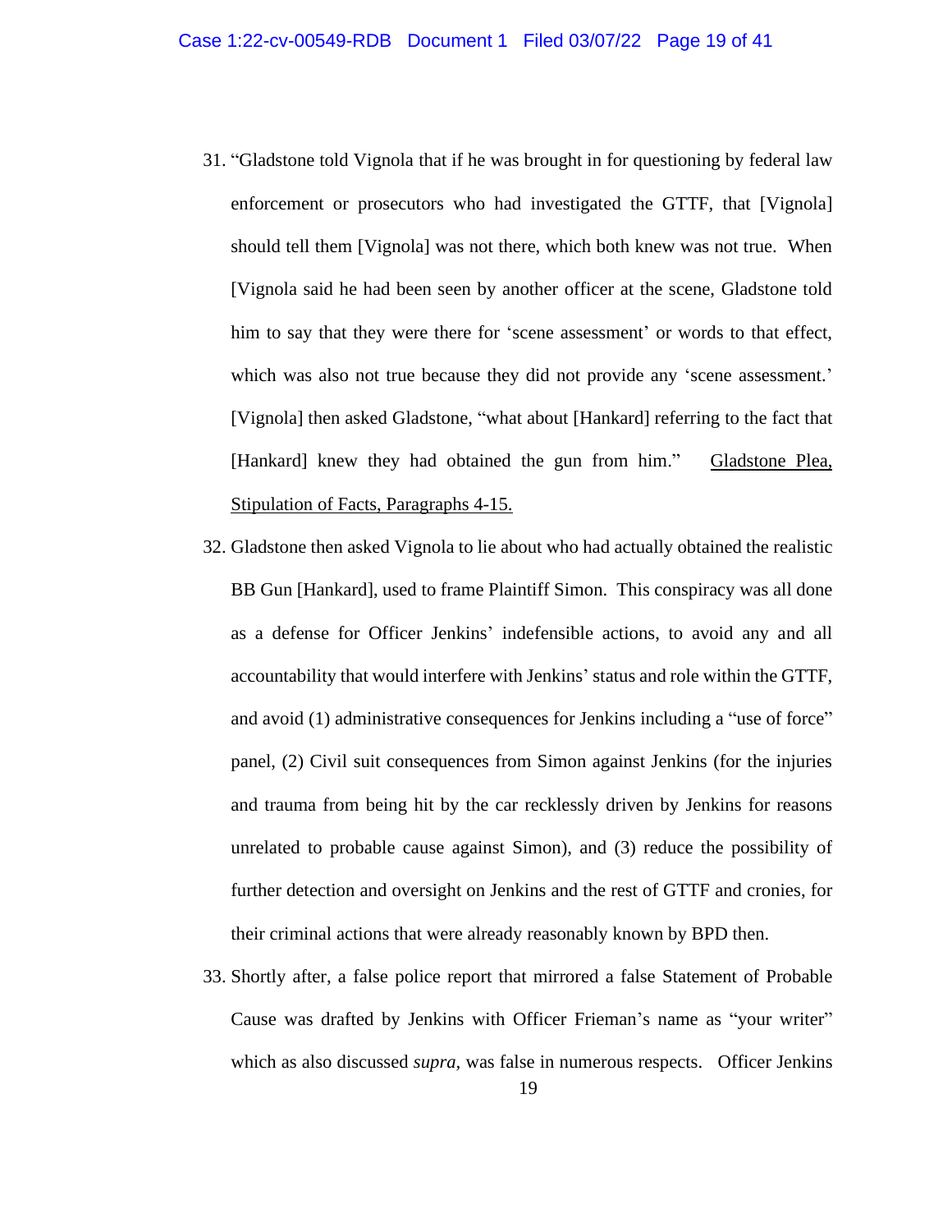31. "Gladstone told Vignola that if he was brought in for questioning by federal law enforcement or prosecutors who had investigated the GTTF, that [Vignola] should tell them [Vignola] was not there, which both knew was not true. When [Vignola said he had been seen by another officer at the scene, Gladstone told him to say that they were there for 'scene assessment' or words to that effect, which was also not true because they did not provide any 'scene assessment.' [Vignola] then asked Gladstone, "what about [Hankard] referring to the fact that [Hankard] knew they had obtained the gun from him." <u>Gladstone Plea, Stipulation of Facts, Paragraphs 4-15.</u>

32. Gladstone then asked Vignola to lie about who had actually obtained the realistic BB Gun [Hankard], used to frame Plaintiff Simon. This conspiracy was all done as a defense for Officer Jenkins' indefensible actions, to avoid any and all accountability that would interfere with Jenkins' status and role within the GTTF, and avoid (1) administrative consequences for Jenkins including a "use of force" panel, (2) Civil suit consequences from Simon against Jenkins (for the injuries and trauma from being hit by the car recklessly driven by Jenkins for reasons unrelated to probable cause against Simon), and (3) reduce the possibility of further detection and oversight on Jenkins and the rest of GTTF and cronies, for their criminal actions that were already reasonably known by BPD then.

33. Shortly after, a false police report that mirrored a false Statement of Probable Cause was drafted by Jenkins with Officer Frieman's name as "your writer" which as also discussed *supra*, was false in numerous respects. Officer Jenkins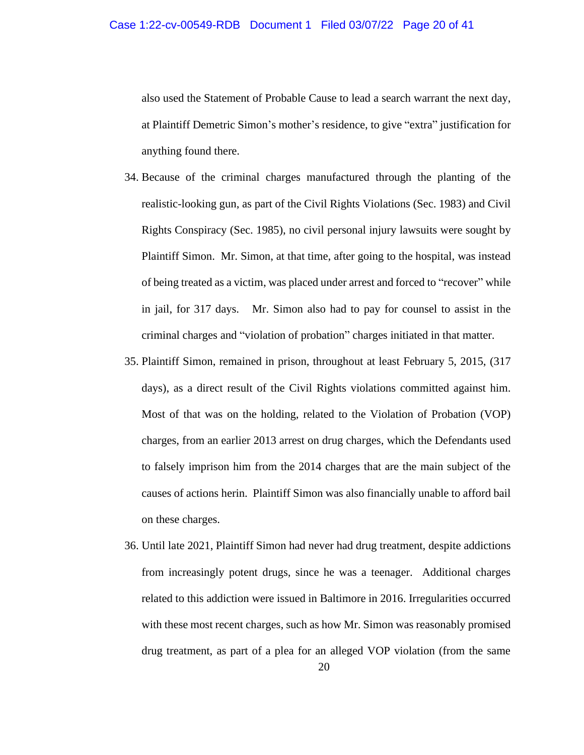also used the Statement of Probable Cause to lead a search warrant the next day, at Plaintiff Demetric Simon's mother's residence, to give "extra" justification for anything found there.

34. Because of the criminal charges manufactured through the planting of the realistic-looking gun, as part of the Civil Rights Violations (Sec. 1983) and Civil Rights Conspiracy (Sec. 1985), no civil personal injury lawsuits were sought by Plaintiff Simon. Mr. Simon, at that time, after going to the hospital, was instead of being treated as a victim, was placed under arrest and forced to "recover" while in jail, for 317 days. Mr. Simon also had to pay for counsel to assist in the criminal charges and "violation of probation" charges initiated in that matter.

35. Plaintiff Simon, remained in prison, throughout at least February 5, 2015, (317 days), as a direct result of the Civil Rights violations committed against him. Most of that was on the holding, related to the Violation of Probation (VOP) charges, from an earlier 2013 arrest on drug charges, which the Defendants used to falsely imprison him from the 2014 charges that are the main subject of the causes of actions herin. Plaintiff Simon was also financially unable to afford bail on these charges.

36. Until late 2021, Plaintiff Simon had never had drug treatment, despite addictions from increasingly potent drugs, since he was a teenager. Additional charges related to this addiction were issued in Baltimore in 2016. Irregularities occurred with these most recent charges, such as how Mr. Simon was reasonably promised drug treatment, as part of a plea for an alleged VOP violation (from the same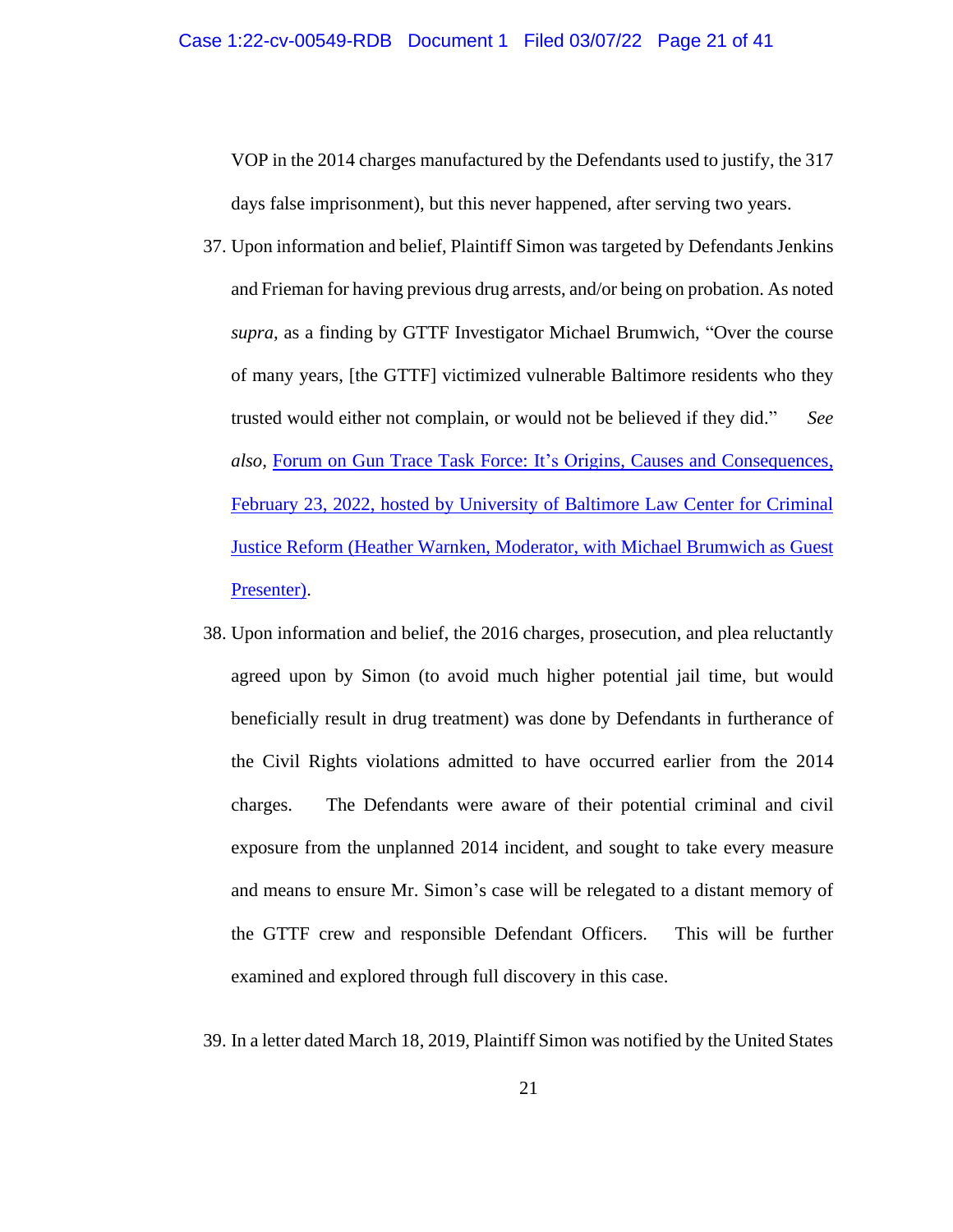VOP in the 2014 charges manufactured by the Defendants used to justify, the 317 days false imprisonment), but this never happened, after serving two years.

37. Upon information and belief, Plaintiff Simon was targeted by Defendants Jenkins and Frieman for having previous drug arrests, and/or being on probation. As noted *supra*, as a finding by GTTF Investigator Michael Brumwich, "Over the course of many years, [the GTTF] victimized vulnerable Baltimore residents who they trusted would either not complain, or would not be believed if they did." *See also*, Forum on Gun Trace Task Force: It's Origins, Causes and Consequences, February 23, 2022, hosted by University of Baltimore Law Center for Criminal Justice Reform (Heather Warnken, Moderator, with Michael Brumwich as Guest Presenter).

38. Upon information and belief, the 2016 charges, prosecution, and plea reluctantly agreed upon by Simon (to avoid much higher potential jail time, but would beneficially result in drug treatment) was done by Defendants in furtherance of the Civil Rights violations admitted to have occurred earlier from the 2014 charges. The Defendants were aware of their potential criminal and civil exposure from the unplanned 2014 incident, and sought to take every measure and means to ensure Mr. Simon's case will be relegated to a distant memory of the GTTF crew and responsible Defendant Officers. This will be further examined and explored through full discovery in this case.

39. In a letter dated March 18, 2019, Plaintiff Simon was notified by the United States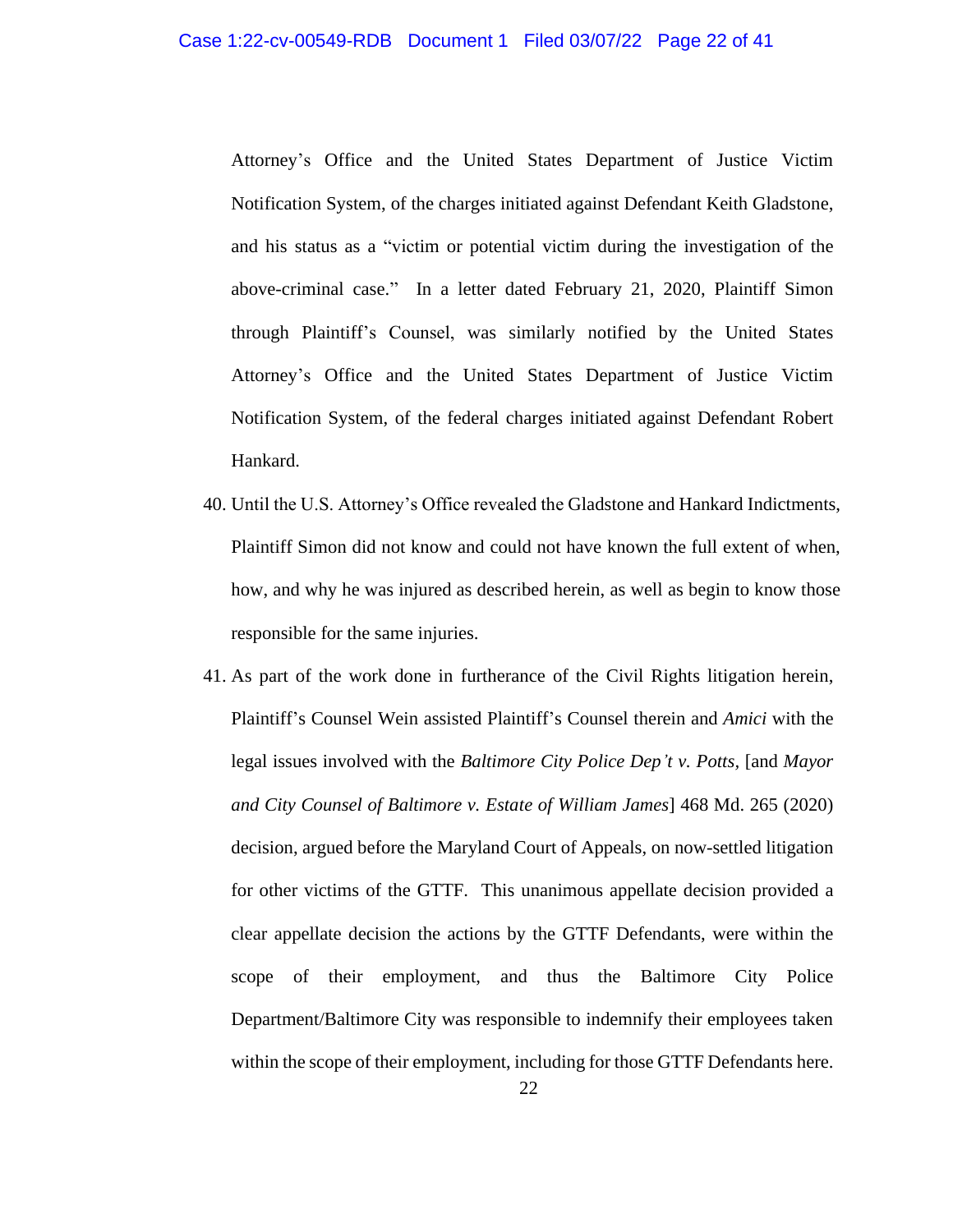Attorney's Office and the United States Department of Justice Victim Notification System, of the charges initiated against Defendant Keith Gladstone, and his status as a "victim or potential victim during the investigation of the above-criminal case." In a letter dated February 21, 2020, Plaintiff Simon through Plaintiff's Counsel, was similarly notified by the United States Attorney's Office and the United States Department of Justice Victim Notification System, of the federal charges initiated against Defendant Robert Hankard.

40. Until the U.S. Attorney's Office revealed the Gladstone and Hankard Indictments, Plaintiff Simon did not know and could not have known the full extent of when, how, and why he was injured as described herein, as well as begin to know those responsible for the same injuries.

41. As part of the work done in furtherance of the Civil Rights litigation herein, Plaintiff's Counsel Wein assisted Plaintiff's Counsel therein and *Amici* with the legal issues involved with the *Baltimore City Police Dep't v. Potts*, [and *Mayor and City Counsel of Baltimore v. Estate of William James*] 468 Md. 265 (2020) decision, argued before the Maryland Court of Appeals, on now-settled litigation for other victims of the GTTF. This unanimous appellate decision provided a clear appellate decision the actions by the GTTF Defendants, were within the scope of their employment, and thus the Baltimore City Police Department/Baltimore City was responsible to indemnify their employees taken within the scope of their employment, including for those GTTF Defendants here.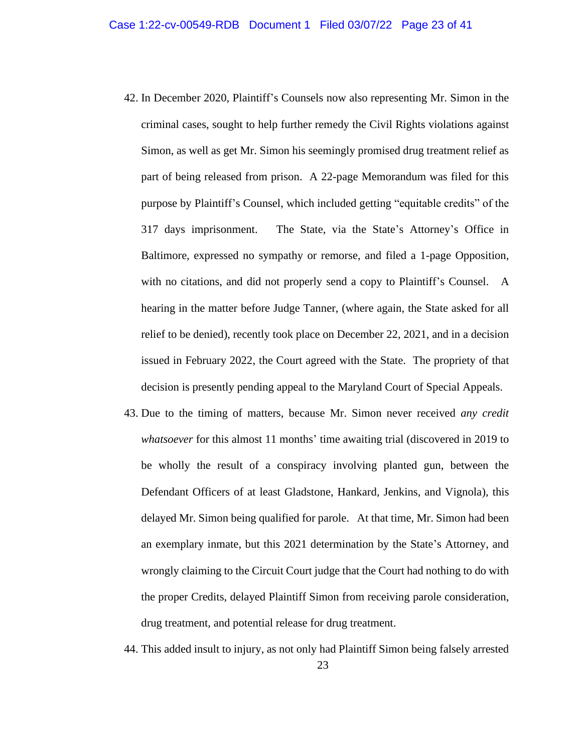42. In December 2020, Plaintiff's Counsels now also representing Mr. Simon in the criminal cases, sought to help further remedy the Civil Rights violations against Simon, as well as get Mr. Simon his seemingly promised drug treatment relief as part of being released from prison. A 22-page Memorandum was filed for this purpose by Plaintiff's Counsel, which included getting "equitable credits" of the 317 days imprisonment. The State, via the State's Attorney's Office in Baltimore, expressed no sympathy or remorse, and filed a 1-page Opposition, with no citations, and did not properly send a copy to Plaintiff's Counsel. A hearing in the matter before Judge Tanner, (where again, the State asked for all relief to be denied), recently took place on December 22, 2021, and in a decision issued in February 2022, the Court agreed with the State. The propriety of that decision is presently pending appeal to the Maryland Court of Special Appeals.

43. Due to the timing of matters, because Mr. Simon never received *any credit whatsoever* for this almost 11 months' time awaiting trial (discovered in 2019 to be wholly the result of a conspiracy involving planted gun, between the Defendant Officers of at least Gladstone, Hankard, Jenkins, and Vignola), this delayed Mr. Simon being qualified for parole. At that time, Mr. Simon had been an exemplary inmate, but this 2021 determination by the State's Attorney, and wrongly claiming to the Circuit Court judge that the Court had nothing to do with the proper Credits, delayed Plaintiff Simon from receiving parole consideration, drug treatment, and potential release for drug treatment.

44. This added insult to injury, as not only had Plaintiff Simon being falsely arrested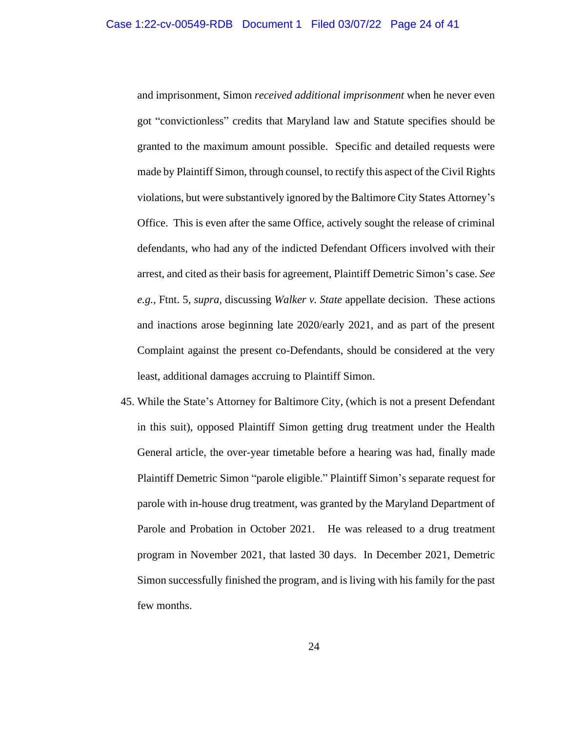and imprisonment, Simon *received additional imprisonment* when he never even got "convictionless" credits that Maryland law and Statute specifies should be granted to the maximum amount possible. Specific and detailed requests were made by Plaintiff Simon, through counsel, to rectify this aspect of the Civil Rights violations, but were substantively ignored by the Baltimore City States Attorney's Office. This is even after the same Office, actively sought the release of criminal defendants, who had any of the indicted Defendant Officers involved with their arrest, and cited as their basis for agreement, Plaintiff Demetric Simon's case. *See e.g.*, Ftnt. 5, *supra*, discussing *Walker v. State* appellate decision. These actions and inactions arose beginning late 2020/early 2021, and as part of the present Complaint against the present co-Defendants, should be considered at the very least, additional damages accruing to Plaintiff Simon.

45. While the State's Attorney for Baltimore City, (which is not a present Defendant in this suit), opposed Plaintiff Simon getting drug treatment under the Health General article, the over-year timetable before a hearing was had, finally made Plaintiff Demetric Simon "parole eligible." Plaintiff Simon's separate request for parole with in-house drug treatment, was granted by the Maryland Department of Parole and Probation in October 2021. He was released to a drug treatment program in November 2021, that lasted 30 days. In December 2021, Demetric Simon successfully finished the program, and is living with his family for the past few months.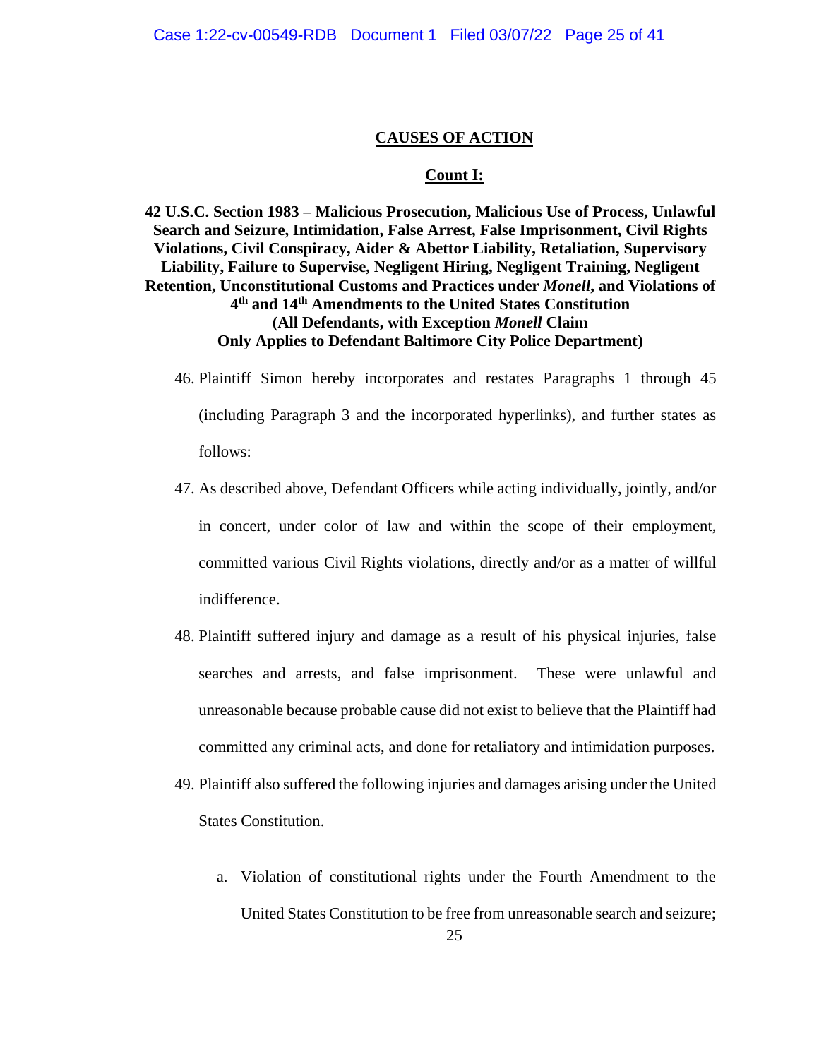## CAUSES OF ACTION

### Count I:

**42 U.S.C. Section 1983 – Malicious Prosecution, Malicious Use of Process, Unlawful Search and Seizure, Intimidation, False Arrest, False Imprisonment, Civil Rights Violations, Civil Conspiracy, Aider & Abettor Liability, Retaliation, Supervisory Liability, Failure to Supervise, Negligent Hiring, Negligent Training, Negligent Retention, Unconstitutional Customs and Practices under *Monell*, and Violations of 4th and 14th Amendments to the United States Constitution (All Defendants, with Exception *Monell* Claim Only Applies to Defendant Baltimore City Police Department)**

46. Plaintiff Simon hereby incorporates and restates Paragraphs 1 through 45 (including Paragraph 3 and the incorporated hyperlinks), and further states as follows:

47. As described above, Defendant Officers while acting individually, jointly, and/or in concert, under color of law and within the scope of their employment, committed various Civil Rights violations, directly and/or as a matter of willful indifference.

48. Plaintiff suffered injury and damage as a result of his physical injuries, false searches and arrests, and false imprisonment. These were unlawful and unreasonable because probable cause did not exist to believe that the Plaintiff had committed any criminal acts, and done for retaliatory and intimidation purposes.

49. Plaintiff also suffered the following injuries and damages arising under the United States Constitution.

    a. Violation of constitutional rights under the Fourth Amendment to the United States Constitution to be free from unreasonable search and seizure;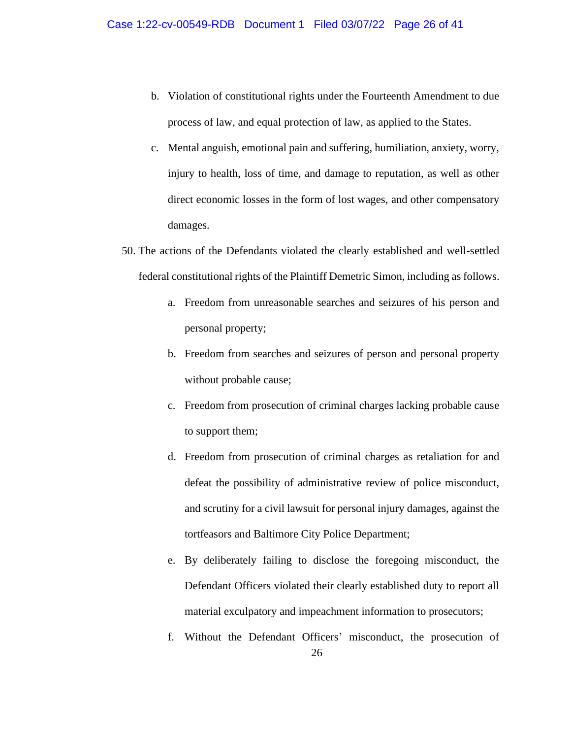b. Violation of constitutional rights under the Fourteenth Amendment to due process of law, and equal protection of law, as applied to the States.

c. Mental anguish, emotional pain and suffering, humiliation, anxiety, worry, injury to health, loss of time, and damage to reputation, as well as other direct economic losses in the form of lost wages, and other compensatory damages.

50. The actions of the Defendants violated the clearly established and well-settled federal constitutional rights of the Plaintiff Demetric Simon, including as follows.

    a. Freedom from unreasonable searches and seizures of his person and personal property;

    b. Freedom from searches and seizures of person and personal property without probable cause;

    c. Freedom from prosecution of criminal charges lacking probable cause to support them;

    d. Freedom from prosecution of criminal charges as retaliation for and defeat the possibility of administrative review of police misconduct, and scrutiny for a civil lawsuit for personal injury damages, against the tortfeasors and Baltimore City Police Department;

    e. By deliberately failing to disclose the foregoing misconduct, the Defendant Officers violated their clearly established duty to report all material exculpatory and impeachment information to prosecutors;

    f. Without the Defendant Officers' misconduct, the prosecution of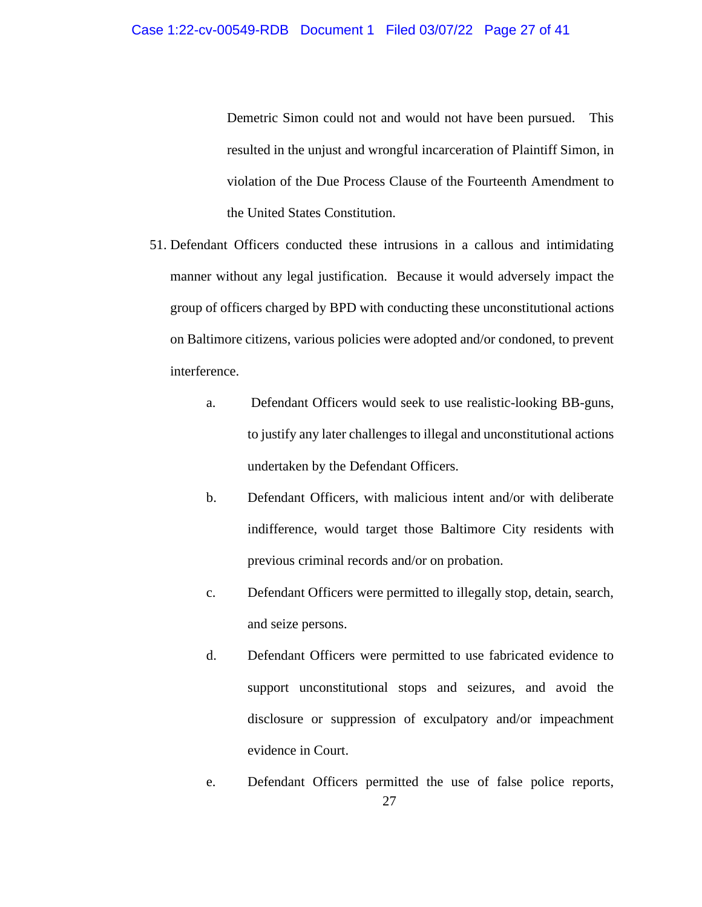Demetric Simon could not and would not have been pursued. This resulted in the unjust and wrongful incarceration of Plaintiff Simon, in violation of the Due Process Clause of the Fourteenth Amendment to the United States Constitution.

51. Defendant Officers conducted these intrusions in a callous and intimidating manner without any legal justification. Because it would adversely impact the group of officers charged by BPD with conducting these unconstitutional actions on Baltimore citizens, various policies were adopted and/or condoned, to prevent interference.

    a. Defendant Officers would seek to use realistic-looking BB-guns, to justify any later challenges to illegal and unconstitutional actions undertaken by the Defendant Officers.

    b. Defendant Officers, with malicious intent and/or with deliberate indifference, would target those Baltimore City residents with previous criminal records and/or on probation.

    c. Defendant Officers were permitted to illegally stop, detain, search, and seize persons.

    d. Defendant Officers were permitted to use fabricated evidence to support unconstitutional stops and seizures, and avoid the disclosure or suppression of exculpatory and/or impeachment evidence in Court.

    e. Defendant Officers permitted the use of false police reports,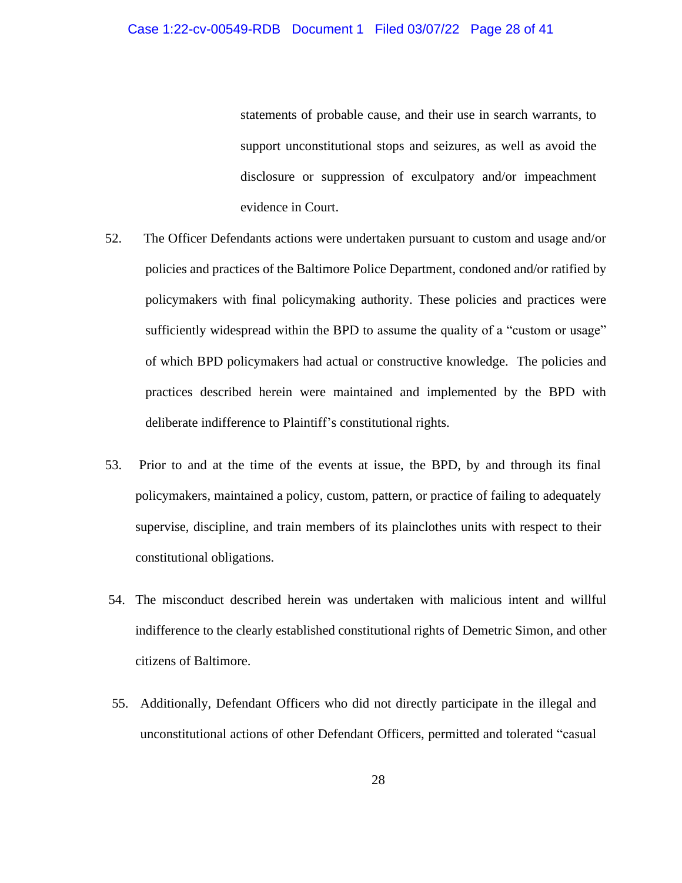statements of probable cause, and their use in search warrants, to support unconstitutional stops and seizures, as well as avoid the disclosure or suppression of exculpatory and/or impeachment evidence in Court.

52. The Officer Defendants actions were undertaken pursuant to custom and usage and/or policies and practices of the Baltimore Police Department, condoned and/or ratified by policymakers with final policymaking authority. These policies and practices were sufficiently widespread within the BPD to assume the quality of a "custom or usage" of which BPD policymakers had actual or constructive knowledge. The policies and practices described herein were maintained and implemented by the BPD with deliberate indifference to Plaintiff's constitutional rights.

53. Prior to and at the time of the events at issue, the BPD, by and through its final policymakers, maintained a policy, custom, pattern, or practice of failing to adequately supervise, discipline, and train members of its plainclothes units with respect to their constitutional obligations.

54. The misconduct described herein was undertaken with malicious intent and willful indifference to the clearly established constitutional rights of Demetric Simon, and other citizens of Baltimore.

55. Additionally, Defendant Officers who did not directly participate in the illegal and unconstitutional actions of other Defendant Officers, permitted and tolerated "casual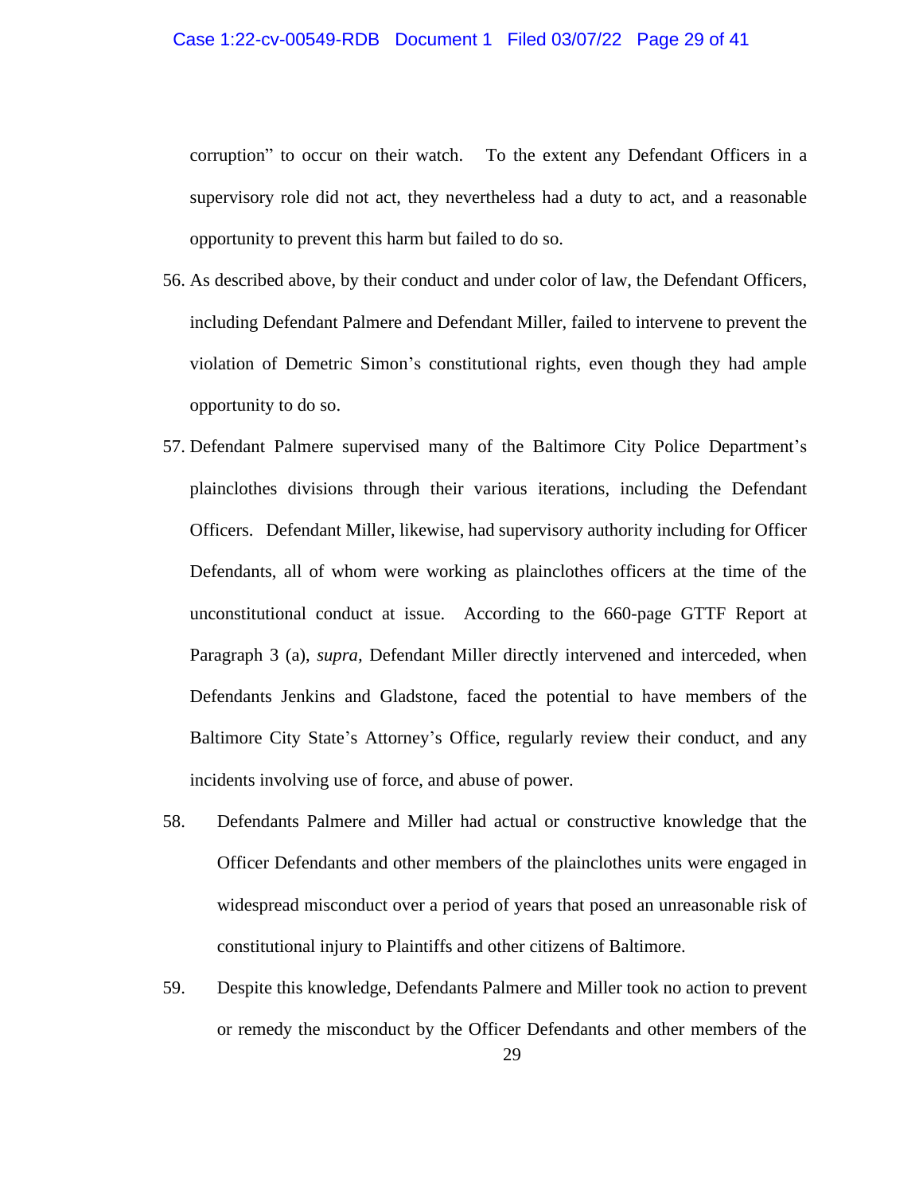corruption" to occur on their watch. To the extent any Defendant Officers in a supervisory role did not act, they nevertheless had a duty to act, and a reasonable opportunity to prevent this harm but failed to do so.

56. As described above, by their conduct and under color of law, the Defendant Officers, including Defendant Palmere and Defendant Miller, failed to intervene to prevent the violation of Demetric Simon's constitutional rights, even though they had ample opportunity to do so.

57. Defendant Palmere supervised many of the Baltimore City Police Department's plainclothes divisions through their various iterations, including the Defendant Officers. Defendant Miller, likewise, had supervisory authority including for Officer Defendants, all of whom were working as plainclothes officers at the time of the unconstitutional conduct at issue. According to the 660-page GTTF Report at Paragraph 3 (a), *supra*, Defendant Miller directly intervened and interceded, when Defendants Jenkins and Gladstone, faced the potential to have members of the Baltimore City State's Attorney's Office, regularly review their conduct, and any incidents involving use of force, and abuse of power.

58. Defendants Palmere and Miller had actual or constructive knowledge that the Officer Defendants and other members of the plainclothes units were engaged in widespread misconduct over a period of years that posed an unreasonable risk of constitutional injury to Plaintiffs and other citizens of Baltimore.

59. Despite this knowledge, Defendants Palmere and Miller took no action to prevent or remedy the misconduct by the Officer Defendants and other members of the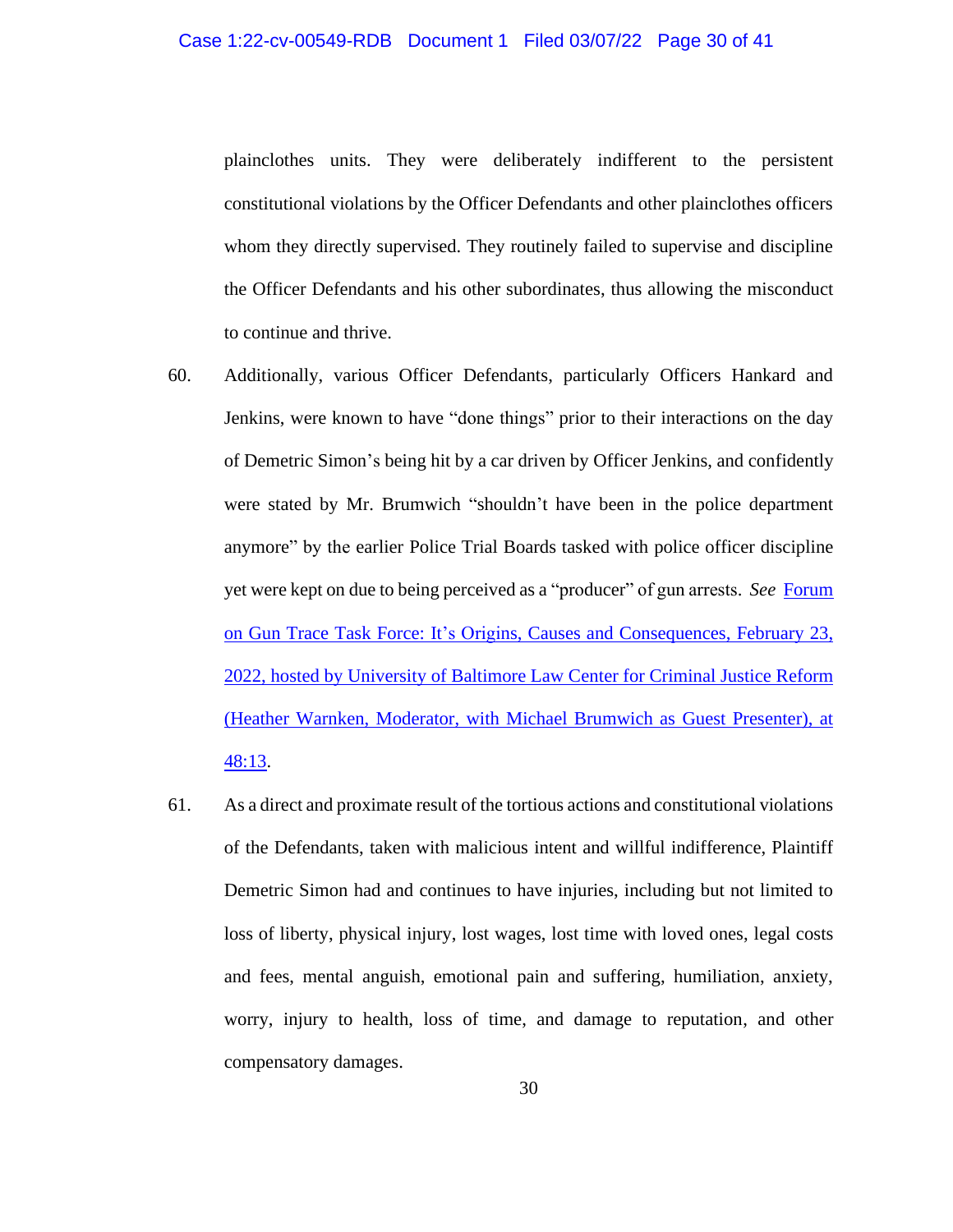plainclothes units. They were deliberately indifferent to the persistent constitutional violations by the Officer Defendants and other plainclothes officers whom they directly supervised. They routinely failed to supervise and discipline the Officer Defendants and his other subordinates, thus allowing the misconduct to continue and thrive.

60. Additionally, various Officer Defendants, particularly Officers Hankard and Jenkins, were known to have "done things" prior to their interactions on the day of Demetric Simon's being hit by a car driven by Officer Jenkins, and confidently were stated by Mr. Brumwich "shouldn't have been in the police department anymore" by the earlier Police Trial Boards tasked with police officer discipline yet were kept on due to being perceived as a "producer" of gun arrests. *See* Forum on Gun Trace Task Force: It's Origins, Causes and Consequences, February 23, 2022, hosted by University of Baltimore Law Center for Criminal Justice Reform (Heather Warnken, Moderator, with Michael Brumwich as Guest Presenter), at 48:13.

61. As a direct and proximate result of the tortious actions and constitutional violations of the Defendants, taken with malicious intent and willful indifference, Plaintiff Demetric Simon had and continues to have injuries, including but not limited to loss of liberty, physical injury, lost wages, lost time with loved ones, legal costs and fees, mental anguish, emotional pain and suffering, humiliation, anxiety, worry, injury to health, loss of time, and damage to reputation, and other compensatory damages.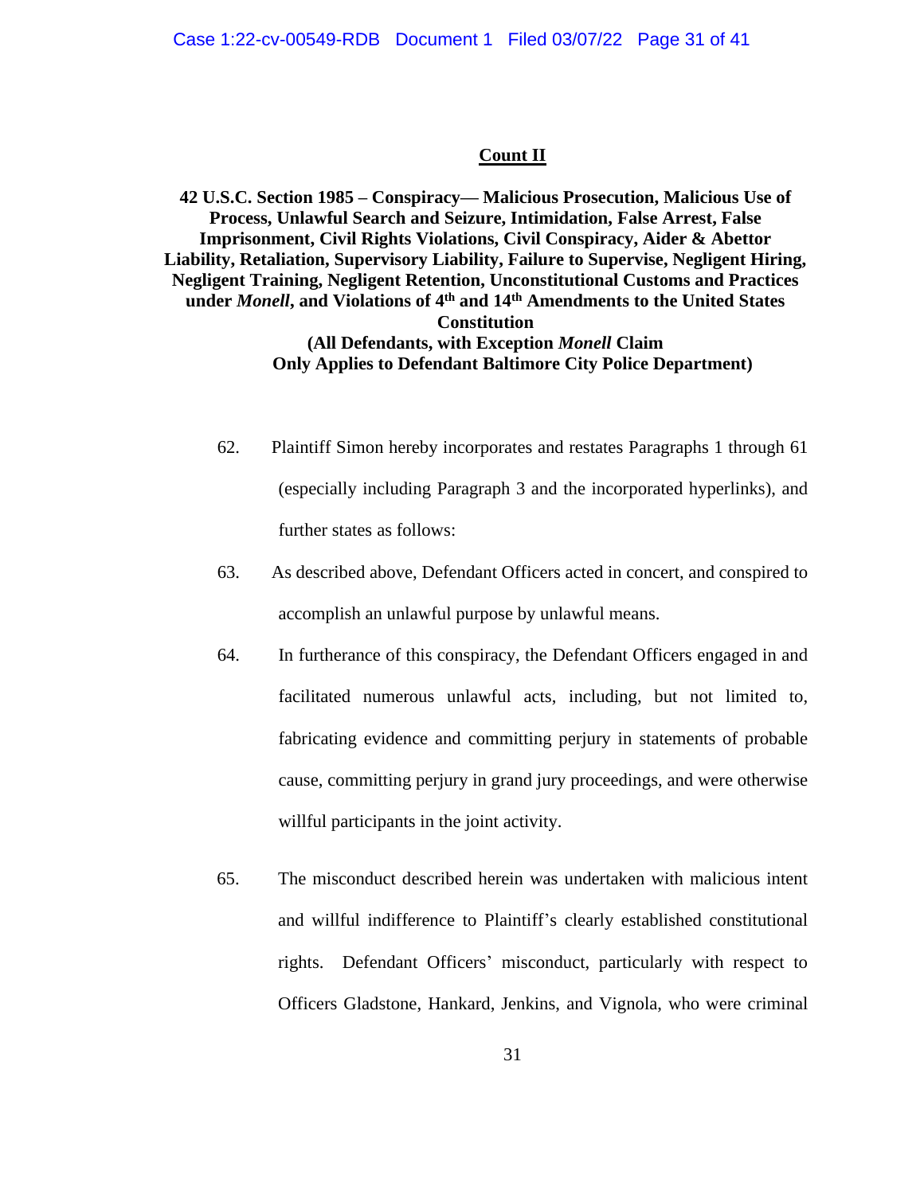## Count II

**42 U.S.C. Section 1985 – Conspiracy— Malicious Prosecution, Malicious Use of Process, Unlawful Search and Seizure, Intimidation, False Arrest, False Imprisonment, Civil Rights Violations, Civil Conspiracy, Aider & Abettor Liability, Retaliation, Supervisory Liability, Failure to Supervise, Negligent Hiring, Negligent Training, Negligent Retention, Unconstitutional Customs and Practices under *Monell*, and Violations of 4th and 14th Amendments to the United States Constitution**

**(All Defendants, with Exception *Monell* Claim Only Applies to Defendant Baltimore City Police Department)**

62. Plaintiff Simon hereby incorporates and restates Paragraphs 1 through 61 (especially including Paragraph 3 and the incorporated hyperlinks), and further states as follows:

63. As described above, Defendant Officers acted in concert, and conspired to accomplish an unlawful purpose by unlawful means.

64. In furtherance of this conspiracy, the Defendant Officers engaged in and facilitated numerous unlawful acts, including, but not limited to, fabricating evidence and committing perjury in statements of probable cause, committing perjury in grand jury proceedings, and were otherwise willful participants in the joint activity.

65. The misconduct described herein was undertaken with malicious intent and willful indifference to Plaintiff's clearly established constitutional rights. Defendant Officers' misconduct, particularly with respect to Officers Gladstone, Hankard, Jenkins, and Vignola, who were criminal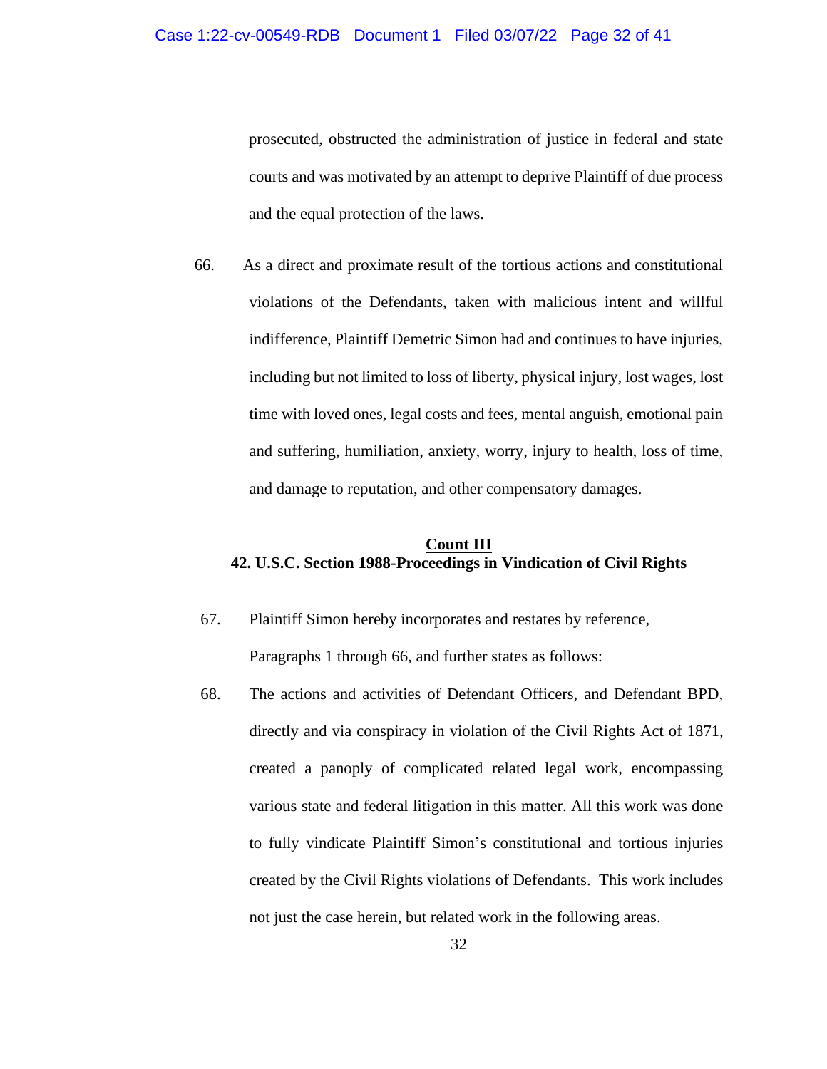prosecuted, obstructed the administration of justice in federal and state courts and was motivated by an attempt to deprive Plaintiff of due process and the equal protection of the laws.

66. As a direct and proximate result of the tortious actions and constitutional violations of the Defendants, taken with malicious intent and willful indifference, Plaintiff Demetric Simon had and continues to have injuries, including but not limited to loss of liberty, physical injury, lost wages, lost time with loved ones, legal costs and fees, mental anguish, emotional pain and suffering, humiliation, anxiety, worry, injury to health, loss of time, and damage to reputation, and other compensatory damages.

## Count III
## 42. U.S.C. Section 1988-Proceedings in Vindication of Civil Rights

67. Plaintiff Simon hereby incorporates and restates by reference, Paragraphs 1 through 66, and further states as follows:

68. The actions and activities of Defendant Officers, and Defendant BPD, directly and via conspiracy in violation of the Civil Rights Act of 1871, created a panoply of complicated related legal work, encompassing various state and federal litigation in this matter. All this work was done to fully vindicate Plaintiff Simon's constitutional and tortious injuries created by the Civil Rights violations of Defendants. This work includes not just the case herein, but related work in the following areas.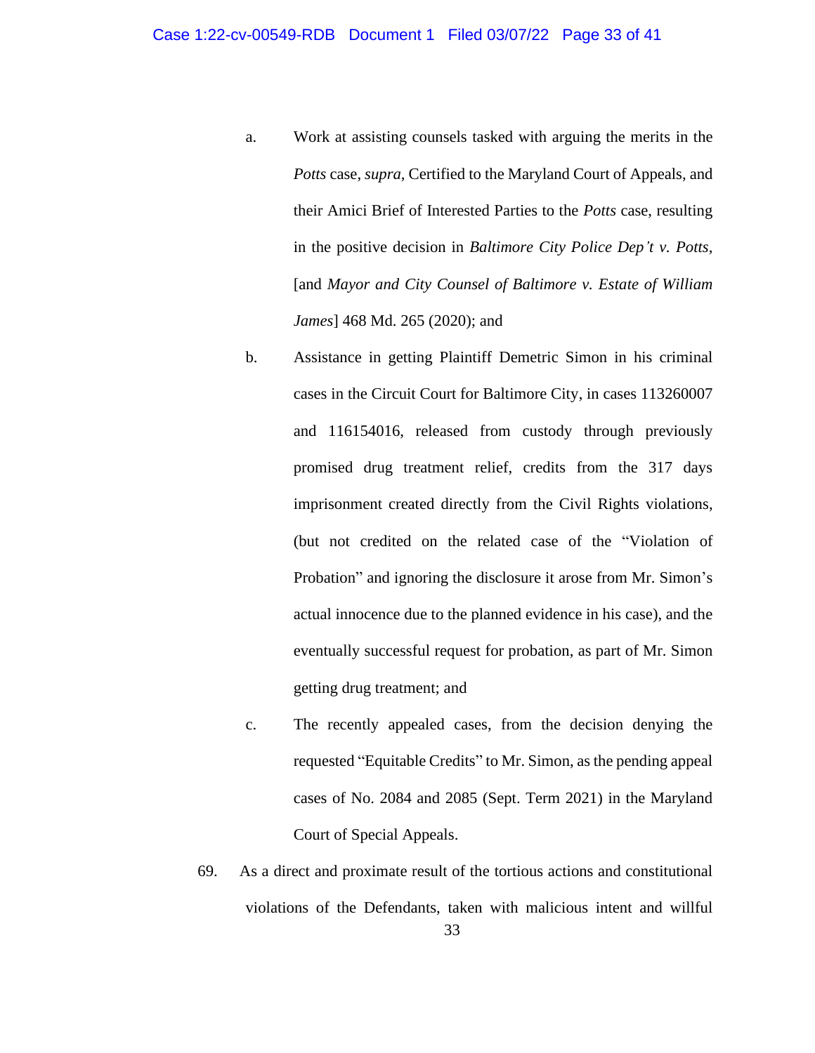a. Work at assisting counsels tasked with arguing the merits in the *Potts* case, *supra*, Certified to the Maryland Court of Appeals, and their Amici Brief of Interested Parties to the *Potts* case, resulting in the positive decision in *Baltimore City Police Dep't v. Potts*, [and *Mayor and City Counsel of Baltimore v. Estate of William James*] 468 Md. 265 (2020); and

b. Assistance in getting Plaintiff Demetric Simon in his criminal cases in the Circuit Court for Baltimore City, in cases 113260007 and 116154016, released from custody through previously promised drug treatment relief, credits from the 317 days imprisonment created directly from the Civil Rights violations, (but not credited on the related case of the "Violation of Probation" and ignoring the disclosure it arose from Mr. Simon's actual innocence due to the planned evidence in his case), and the eventually successful request for probation, as part of Mr. Simon getting drug treatment; and

c. The recently appealed cases, from the decision denying the requested "Equitable Credits" to Mr. Simon, as the pending appeal cases of No. 2084 and 2085 (Sept. Term 2021) in the Maryland Court of Special Appeals.

69. As a direct and proximate result of the tortious actions and constitutional violations of the Defendants, taken with malicious intent and willful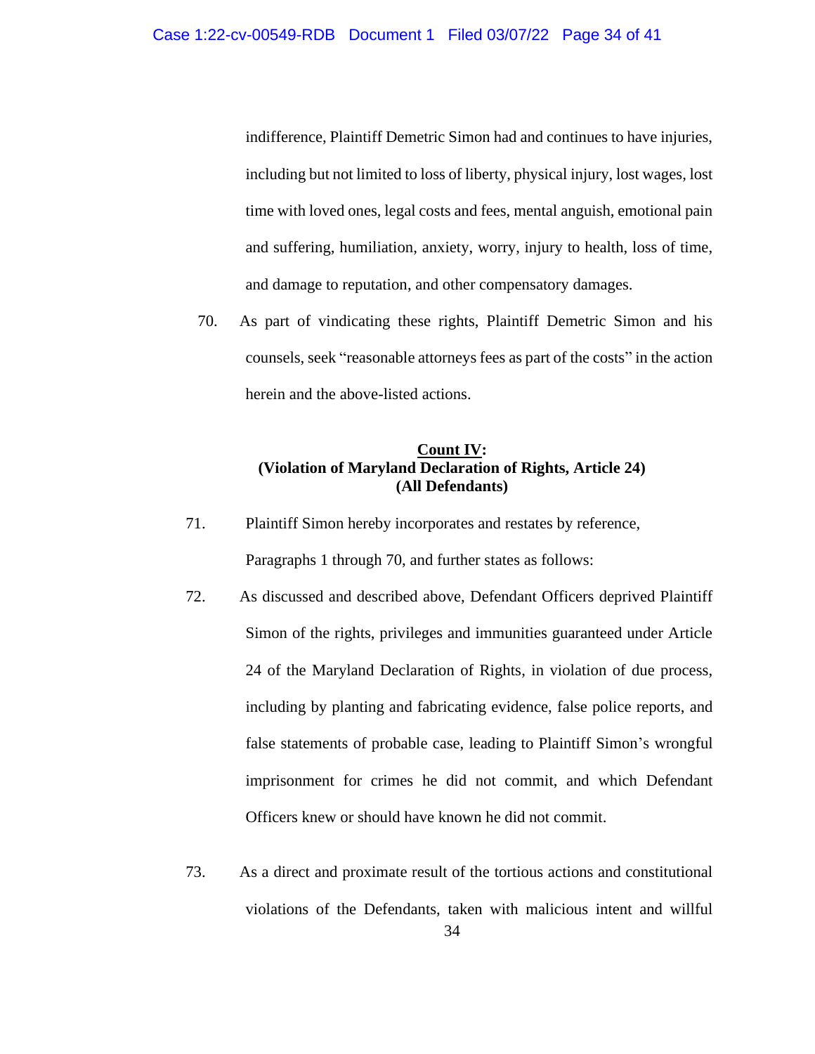indifference, Plaintiff Demetric Simon had and continues to have injuries, including but not limited to loss of liberty, physical injury, lost wages, lost time with loved ones, legal costs and fees, mental anguish, emotional pain and suffering, humiliation, anxiety, worry, injury to health, loss of time, and damage to reputation, and other compensatory damages.

70. As part of vindicating these rights, Plaintiff Demetric Simon and his counsels, seek "reasonable attorneys fees as part of the costs" in the action herein and the above-listed actions.

**Count IV:**
**(Violation of Maryland Declaration of Rights, Article 24)**
**(All Defendants)**

71. Plaintiff Simon hereby incorporates and restates by reference, Paragraphs 1 through 70, and further states as follows:

72. As discussed and described above, Defendant Officers deprived Plaintiff Simon of the rights, privileges and immunities guaranteed under Article 24 of the Maryland Declaration of Rights, in violation of due process, including by planting and fabricating evidence, false police reports, and false statements of probable case, leading to Plaintiff Simon's wrongful imprisonment for crimes he did not commit, and which Defendant Officers knew or should have known he did not commit.

73. As a direct and proximate result of the tortious actions and constitutional violations of the Defendants, taken with malicious intent and willful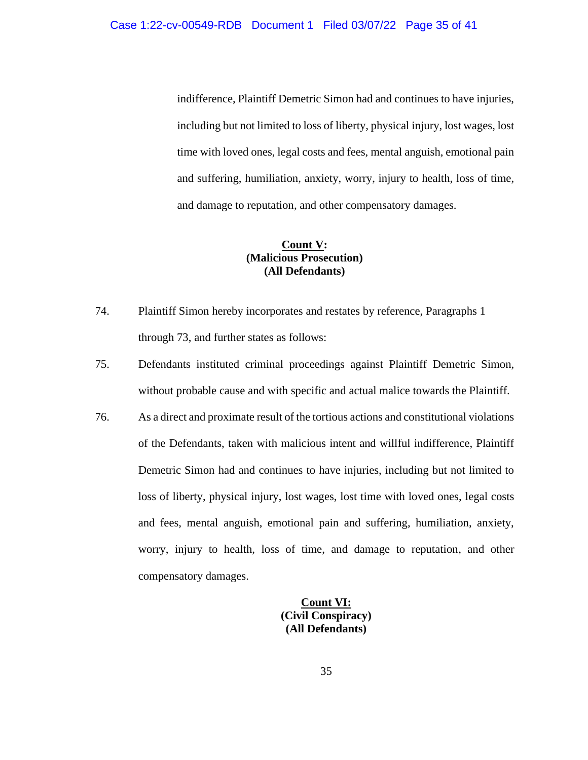indifference, Plaintiff Demetric Simon had and continues to have injuries, including but not limited to loss of liberty, physical injury, lost wages, lost time with loved ones, legal costs and fees, mental anguish, emotional pain and suffering, humiliation, anxiety, worry, injury to health, loss of time, and damage to reputation, and other compensatory damages.

**Count V:**
**(Malicious Prosecution)**
**(All Defendants)**

74. Plaintiff Simon hereby incorporates and restates by reference, Paragraphs 1 through 73, and further states as follows:

75. Defendants instituted criminal proceedings against Plaintiff Demetric Simon, without probable cause and with specific and actual malice towards the Plaintiff.

76. As a direct and proximate result of the tortious actions and constitutional violations of the Defendants, taken with malicious intent and willful indifference, Plaintiff Demetric Simon had and continues to have injuries, including but not limited to loss of liberty, physical injury, lost wages, lost time with loved ones, legal costs and fees, mental anguish, emotional pain and suffering, humiliation, anxiety, worry, injury to health, loss of time, and damage to reputation, and other compensatory damages.

**Count VI:**
**(Civil Conspiracy)**
**(All Defendants)**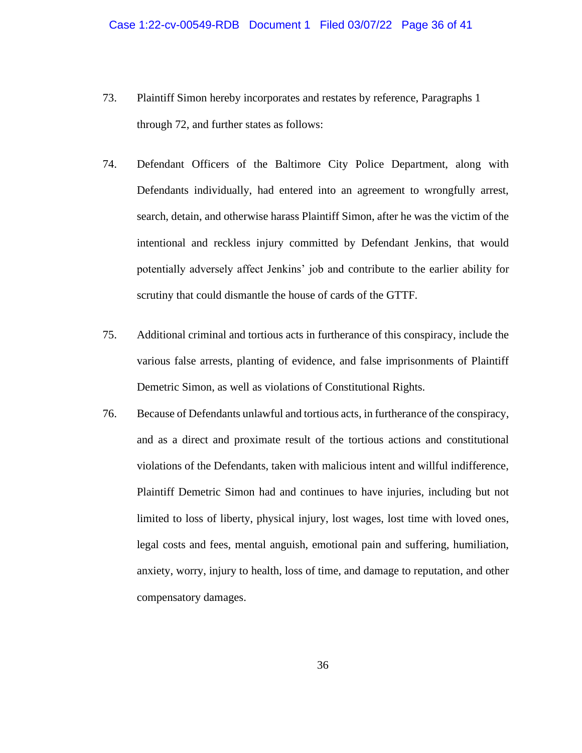73. Plaintiff Simon hereby incorporates and restates by reference, Paragraphs 1 through 72, and further states as follows:

74. Defendant Officers of the Baltimore City Police Department, along with Defendants individually, had entered into an agreement to wrongfully arrest, search, detain, and otherwise harass Plaintiff Simon, after he was the victim of the intentional and reckless injury committed by Defendant Jenkins, that would potentially adversely affect Jenkins' job and contribute to the earlier ability for scrutiny that could dismantle the house of cards of the GTTF.

75. Additional criminal and tortious acts in furtherance of this conspiracy, include the various false arrests, planting of evidence, and false imprisonments of Plaintiff Demetric Simon, as well as violations of Constitutional Rights.

76. Because of Defendants unlawful and tortious acts, in furtherance of the conspiracy, and as a direct and proximate result of the tortious actions and constitutional violations of the Defendants, taken with malicious intent and willful indifference, Plaintiff Demetric Simon had and continues to have injuries, including but not limited to loss of liberty, physical injury, lost wages, lost time with loved ones, legal costs and fees, mental anguish, emotional pain and suffering, humiliation, anxiety, worry, injury to health, loss of time, and damage to reputation, and other compensatory damages.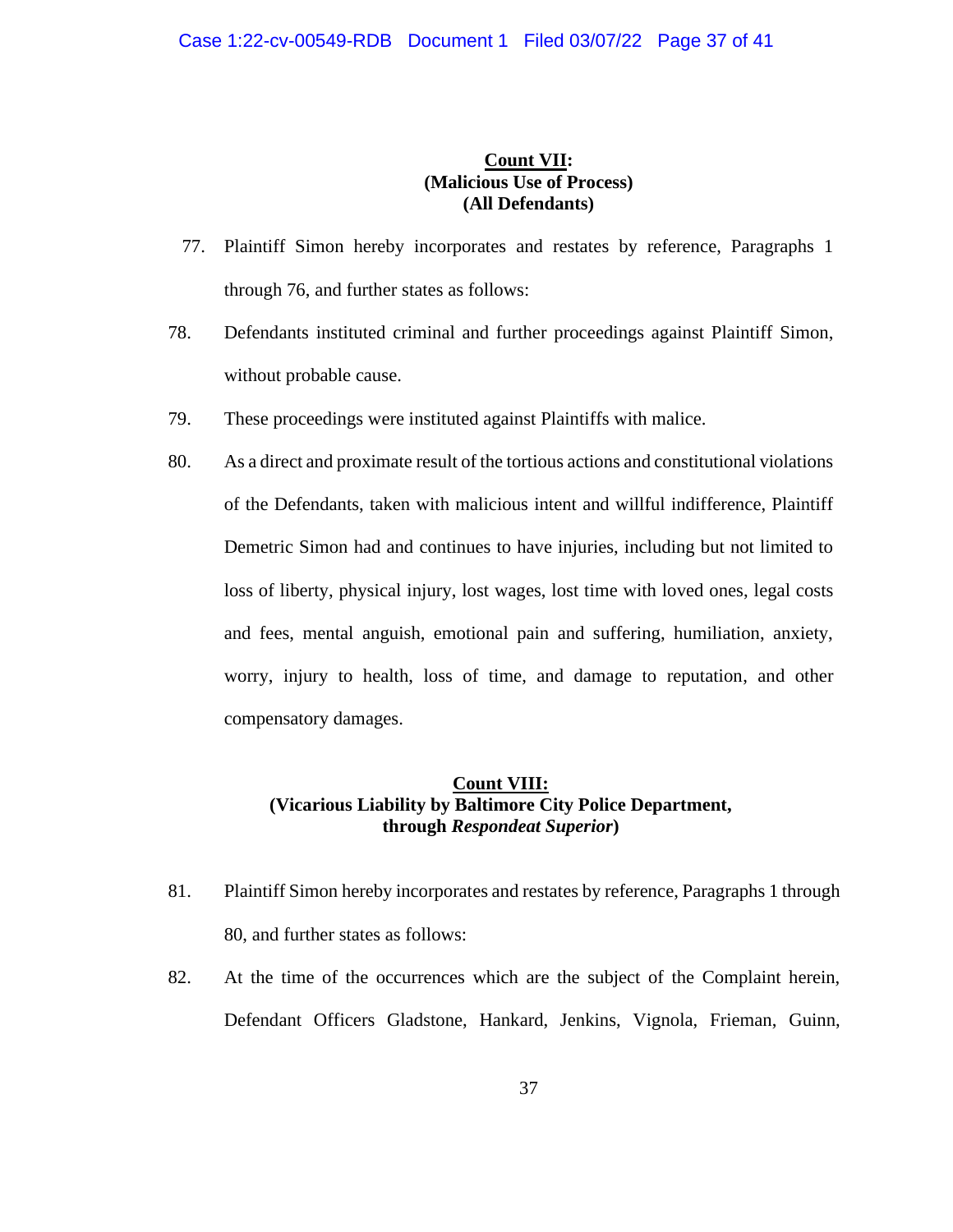**<u>Count VII</u>:**
**(Malicious Use of Process)**
**(All Defendants)**

77. Plaintiff Simon hereby incorporates and restates by reference, Paragraphs 1 through 76, and further states as follows:

78. Defendants instituted criminal and further proceedings against Plaintiff Simon, without probable cause.

79. These proceedings were instituted against Plaintiffs with malice.

80. As a direct and proximate result of the tortious actions and constitutional violations of the Defendants, taken with malicious intent and willful indifference, Plaintiff Demetric Simon had and continues to have injuries, including but not limited to loss of liberty, physical injury, lost wages, lost time with loved ones, legal costs and fees, mental anguish, emotional pain and suffering, humiliation, anxiety, worry, injury to health, loss of time, and damage to reputation, and other compensatory damages.

**<u>Count VIII:</u>**
**(Vicarious Liability by Baltimore City Police Department,**
**through *Respondeat Superior*)**

81. Plaintiff Simon hereby incorporates and restates by reference, Paragraphs 1 through 80, and further states as follows:

82. At the time of the occurrences which are the subject of the Complaint herein, Defendant Officers Gladstone, Hankard, Jenkins, Vignola, Frieman, Guinn,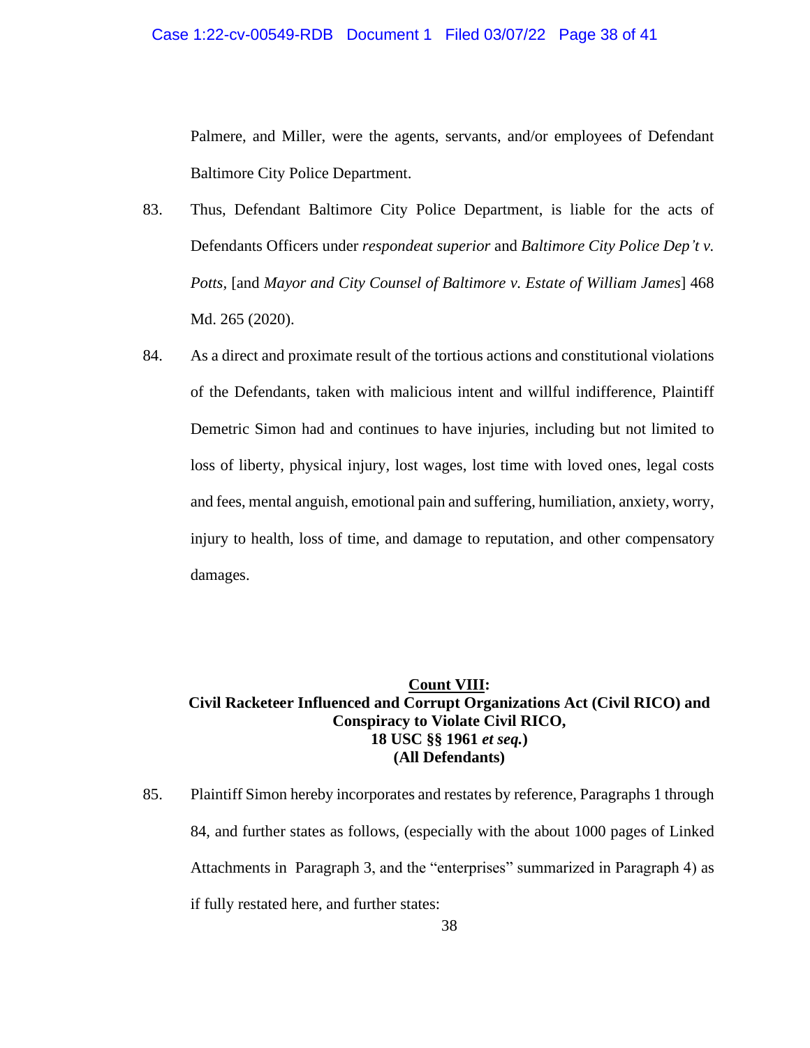Palmere, and Miller, were the agents, servants, and/or employees of Defendant Baltimore City Police Department.

83. Thus, Defendant Baltimore City Police Department, is liable for the acts of Defendants Officers under *respondeat superior* and *Baltimore City Police Dep't v. Potts,* [and *Mayor and City Counsel of Baltimore v. Estate of William James*] 468 Md. 265 (2020).

84. As a direct and proximate result of the tortious actions and constitutional violations of the Defendants, taken with malicious intent and willful indifference, Plaintiff Demetric Simon had and continues to have injuries, including but not limited to loss of liberty, physical injury, lost wages, lost time with loved ones, legal costs and fees, mental anguish, emotional pain and suffering, humiliation, anxiety, worry, injury to health, loss of time, and damage to reputation, and other compensatory damages.

**<u>Count VIII</u>:**
**Civil Racketeer Influenced and Corrupt Organizations Act (Civil RICO) and Conspiracy to Violate Civil RICO,**
**18 USC §§ 1961 *et seq.*)**
**(All Defendants)**

85. Plaintiff Simon hereby incorporates and restates by reference, Paragraphs 1 through 84, and further states as follows, (especially with the about 1000 pages of Linked Attachments in Paragraph 3, and the "enterprises" summarized in Paragraph 4) as if fully restated here, and further states: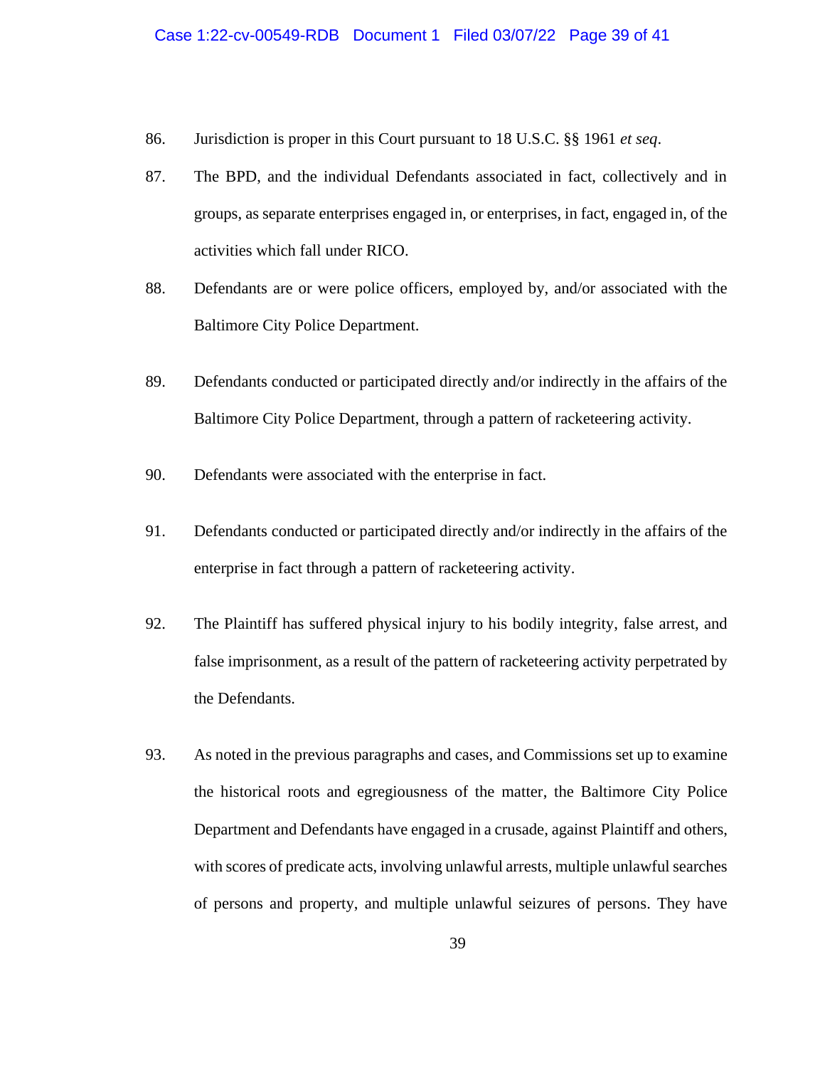86. Jurisdiction is proper in this Court pursuant to 18 U.S.C. §§ 1961 *et seq*.

87. The BPD, and the individual Defendants associated in fact, collectively and in groups, as separate enterprises engaged in, or enterprises, in fact, engaged in, of the activities which fall under RICO.

88. Defendants are or were police officers, employed by, and/or associated with the Baltimore City Police Department.

89. Defendants conducted or participated directly and/or indirectly in the affairs of the Baltimore City Police Department, through a pattern of racketeering activity.

90. Defendants were associated with the enterprise in fact.

91. Defendants conducted or participated directly and/or indirectly in the affairs of the enterprise in fact through a pattern of racketeering activity.

92. The Plaintiff has suffered physical injury to his bodily integrity, false arrest, and false imprisonment, as a result of the pattern of racketeering activity perpetrated by the Defendants.

93. As noted in the previous paragraphs and cases, and Commissions set up to examine the historical roots and egregiousness of the matter, the Baltimore City Police Department and Defendants have engaged in a crusade, against Plaintiff and others, with scores of predicate acts, involving unlawful arrests, multiple unlawful searches of persons and property, and multiple unlawful seizures of persons. They have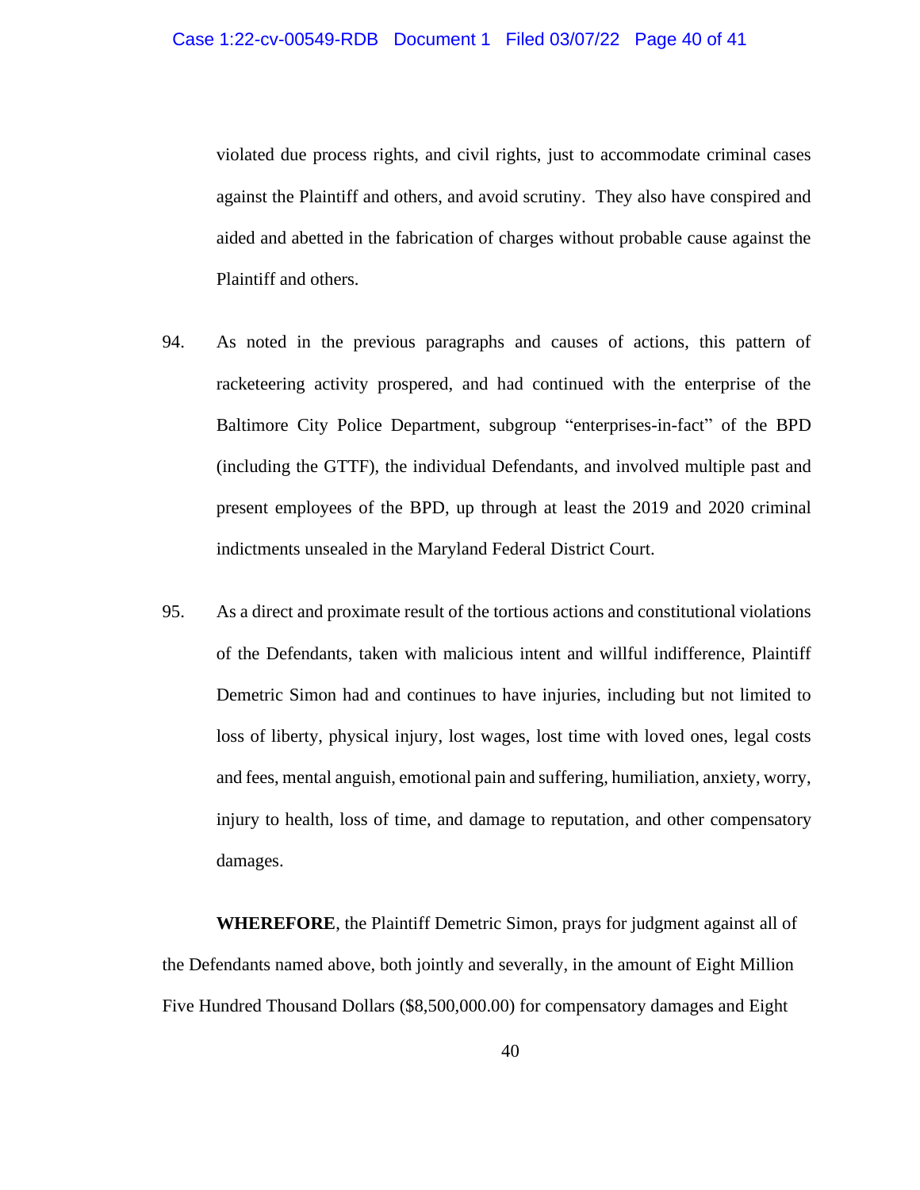violated due process rights, and civil rights, just to accommodate criminal cases against the Plaintiff and others, and avoid scrutiny. They also have conspired and aided and abetted in the fabrication of charges without probable cause against the Plaintiff and others.

94. As noted in the previous paragraphs and causes of actions, this pattern of racketeering activity prospered, and had continued with the enterprise of the Baltimore City Police Department, subgroup "enterprises-in-fact" of the BPD (including the GTTF), the individual Defendants, and involved multiple past and present employees of the BPD, up through at least the 2019 and 2020 criminal indictments unsealed in the Maryland Federal District Court.

95. As a direct and proximate result of the tortious actions and constitutional violations of the Defendants, taken with malicious intent and willful indifference, Plaintiff Demetric Simon had and continues to have injuries, including but not limited to loss of liberty, physical injury, lost wages, lost time with loved ones, legal costs and fees, mental anguish, emotional pain and suffering, humiliation, anxiety, worry, injury to health, loss of time, and damage to reputation, and other compensatory damages.

**WHEREFORE**, the Plaintiff Demetric Simon, prays for judgment against all of the Defendants named above, both jointly and severally, in the amount of Eight Million Five Hundred Thousand Dollars ($8,500,000.00) for compensatory damages and Eight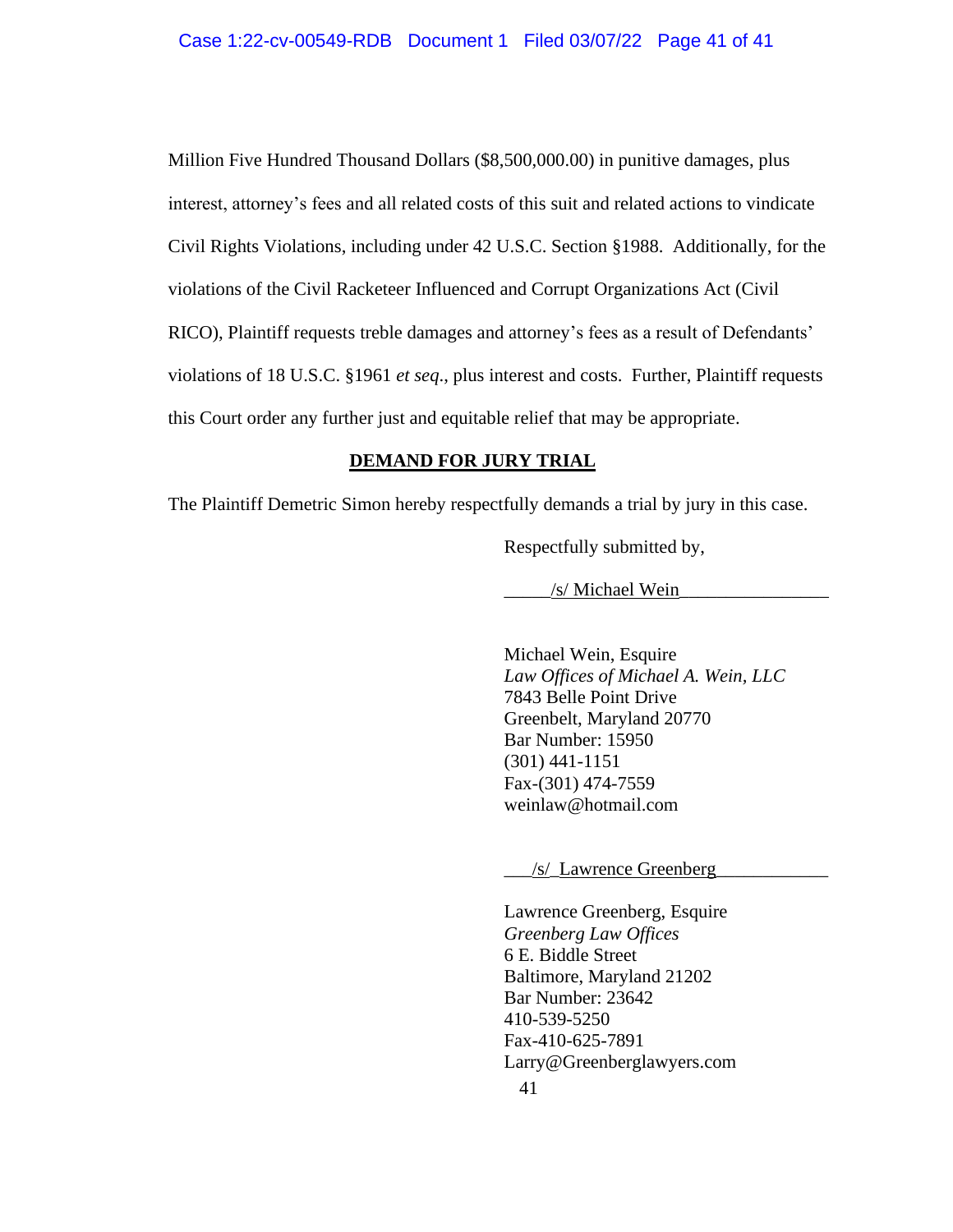Million Five Hundred Thousand Dollars ($8,500,000.00) in punitive damages, plus interest, attorney's fees and all related costs of this suit and related actions to vindicate Civil Rights Violations, including under 42 U.S.C. Section §1988. Additionally, for the violations of the Civil Racketeer Influenced and Corrupt Organizations Act (Civil RICO), Plaintiff requests treble damages and attorney's fees as a result of Defendants' violations of 18 U.S.C. §1961 *et seq*., plus interest and costs. Further, Plaintiff requests this Court order any further just and equitable relief that may be appropriate.

**DEMAND FOR JURY TRIAL**

The Plaintiff Demetric Simon hereby respectfully demands a trial by jury in this case.

Respectfully submitted by,

/s/ Michael Wein

Michael Wein, Esquire
*Law Offices of Michael A. Wein, LLC*
7843 Belle Point Drive
Greenbelt, Maryland 20770
Bar Number: 15950
(301) 441-1151
Fax-(301) 474-7559
weinlaw@hotmail.com

/s/ Lawrence Greenberg

Lawrence Greenberg, Esquire
*Greenberg Law Offices*
6 E. Biddle Street
Baltimore, Maryland 21202
Bar Number: 23642
410-539-5250
Fax-410-625-7891
Larry@Greenberglawyers.com